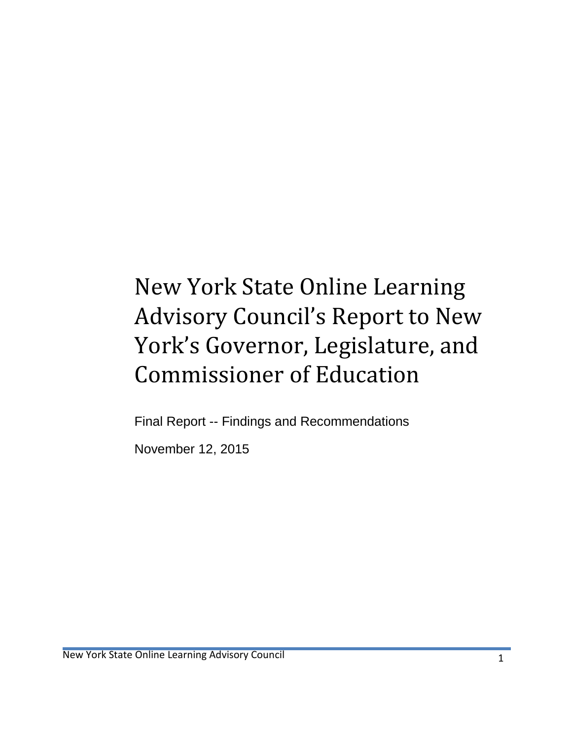# New York State Online Learning Advisory Council's Report to New York's Governor, Legislature, and Commissioner of Education

Final Report -- Findings and Recommendations

November 12, 2015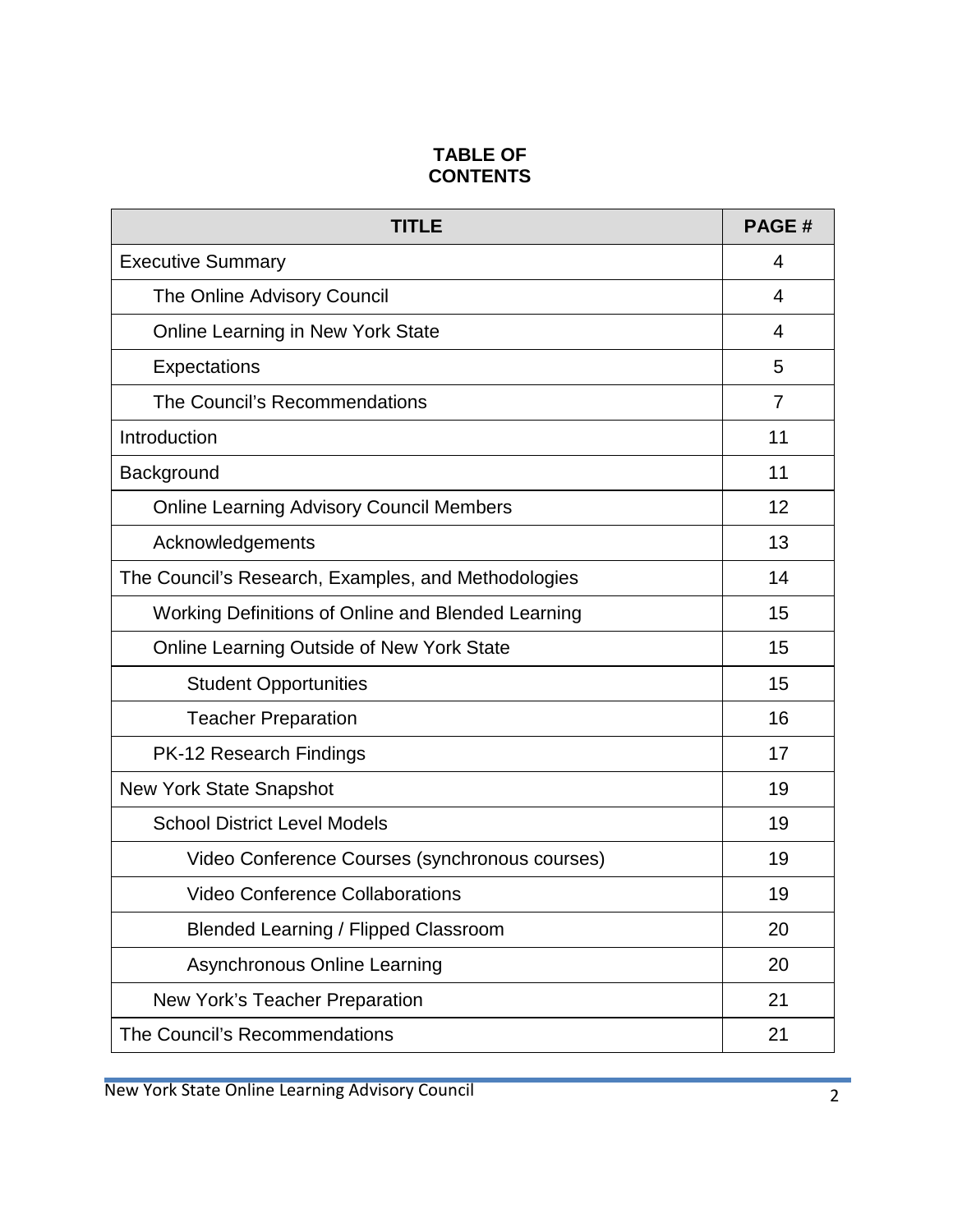**TABLE OF CONTENTS**

| TITLE | PAGE # |
|---|---|
| Executive Summary | 4 |
| The Online Advisory Council | 4 |
| Online Learning in New York State | 4 |
| Expectations | 5 |
| The Council's Recommendations | 7 |
| Introduction | 11 |
| Background | 11 |
| Online Learning Advisory Council Members | 12 |
| Acknowledgements | 13 |
| The Council's Research, Examples, and Methodologies | 14 |
| Working Definitions of Online and Blended Learning | 15 |
| Online Learning Outside of New York State | 15 |
| Student Opportunities | 15 |
| Teacher Preparation | 16 |
| PK-12 Research Findings | 17 |
| New York State Snapshot | 19 |
| School District Level Models | 19 |
| Video Conference Courses (synchronous courses) | 19 |
| Video Conference Collaborations | 19 |
| Blended Learning / Flipped Classroom | 20 |
| Asynchronous Online Learning | 20 |
| New York's Teacher Preparation | 21 |
| The Council's Recommendations | 21 |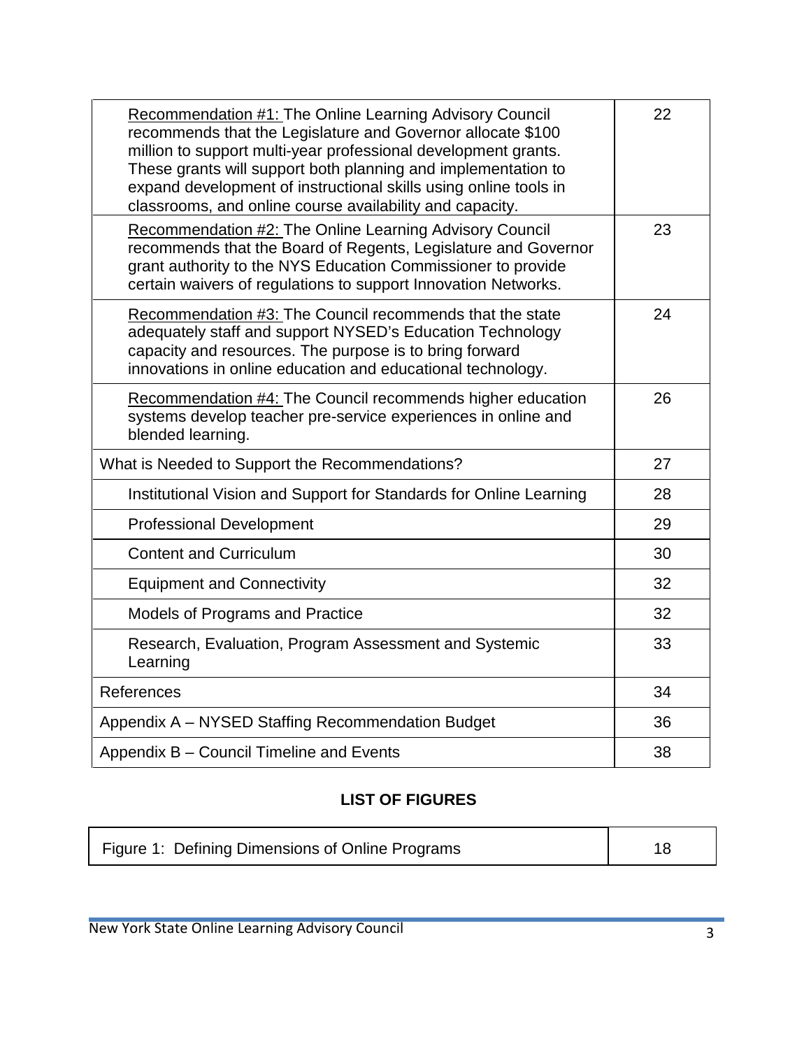| | |
|---|---|
| Recommendation #1: The Online Learning Advisory Council recommends that the Legislature and Governor allocate $100 million to support multi-year professional development grants. These grants will support both planning and implementation to expand development of instructional skills using online tools in classrooms, and online course availability and capacity. | 22 |
| Recommendation #2: The Online Learning Advisory Council recommends that the Board of Regents, Legislature and Governor grant authority to the NYS Education Commissioner to provide certain waivers of regulations to support Innovation Networks. | 23 |
| Recommendation #3: The Council recommends that the state adequately staff and support NYSED's Education Technology capacity and resources. The purpose is to bring forward innovations in online education and educational technology. | 24 |
| Recommendation #4: The Council recommends higher education systems develop teacher pre-service experiences in online and blended learning. | 26 |
| What is Needed to Support the Recommendations? | 27 |
| Institutional Vision and Support for Standards for Online Learning | 28 |
| Professional Development | 29 |
| Content and Curriculum | 30 |
| Equipment and Connectivity | 32 |
| Models of Programs and Practice | 32 |
| Research, Evaluation, Program Assessment and Systemic Learning | 33 |
| References | 34 |
| Appendix A – NYSED Staffing Recommendation Budget | 36 |
| Appendix B – Council Timeline and Events | 38 |

## LIST OF FIGURES

| | |
|---|---|
| Figure 1: Defining Dimensions of Online Programs | 18 |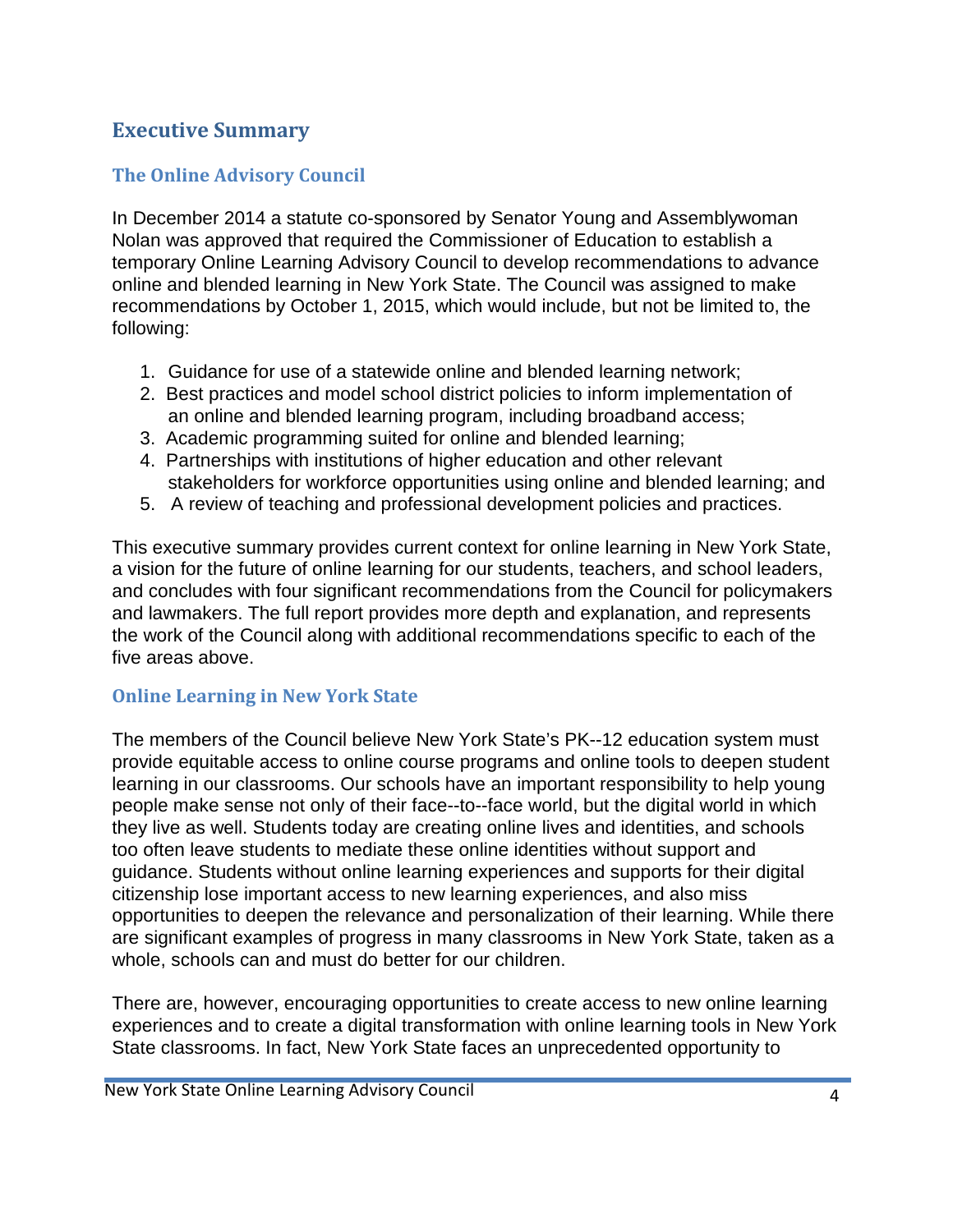## Executive Summary

### The Online Advisory Council

In December 2014 a statute co-sponsored by Senator Young and Assemblywoman Nolan was approved that required the Commissioner of Education to establish a temporary Online Learning Advisory Council to develop recommendations to advance online and blended learning in New York State. The Council was assigned to make recommendations by October 1, 2015, which would include, but not be limited to, the following:

1. Guidance for use of a statewide online and blended learning network;
2. Best practices and model school district policies to inform implementation of an online and blended learning program, including broadband access;
3. Academic programming suited for online and blended learning;
4. Partnerships with institutions of higher education and other relevant stakeholders for workforce opportunities using online and blended learning; and
5. A review of teaching and professional development policies and practices.

This executive summary provides current context for online learning in New York State, a vision for the future of online learning for our students, teachers, and school leaders, and concludes with four significant recommendations from the Council for policymakers and lawmakers. The full report provides more depth and explanation, and represents the work of the Council along with additional recommendations specific to each of the five areas above.

### Online Learning in New York State

The members of the Council believe New York State's PK--12 education system must provide equitable access to online course programs and online tools to deepen student learning in our classrooms. Our schools have an important responsibility to help young people make sense not only of their face--to--face world, but the digital world in which they live as well. Students today are creating online lives and identities, and schools too often leave students to mediate these online identities without support and guidance. Students without online learning experiences and supports for their digital citizenship lose important access to new learning experiences, and also miss opportunities to deepen the relevance and personalization of their learning. While there are significant examples of progress in many classrooms in New York State, taken as a whole, schools can and must do better for our children.

There are, however, encouraging opportunities to create access to new online learning experiences and to create a digital transformation with online learning tools in New York State classrooms. In fact, New York State faces an unprecedented opportunity to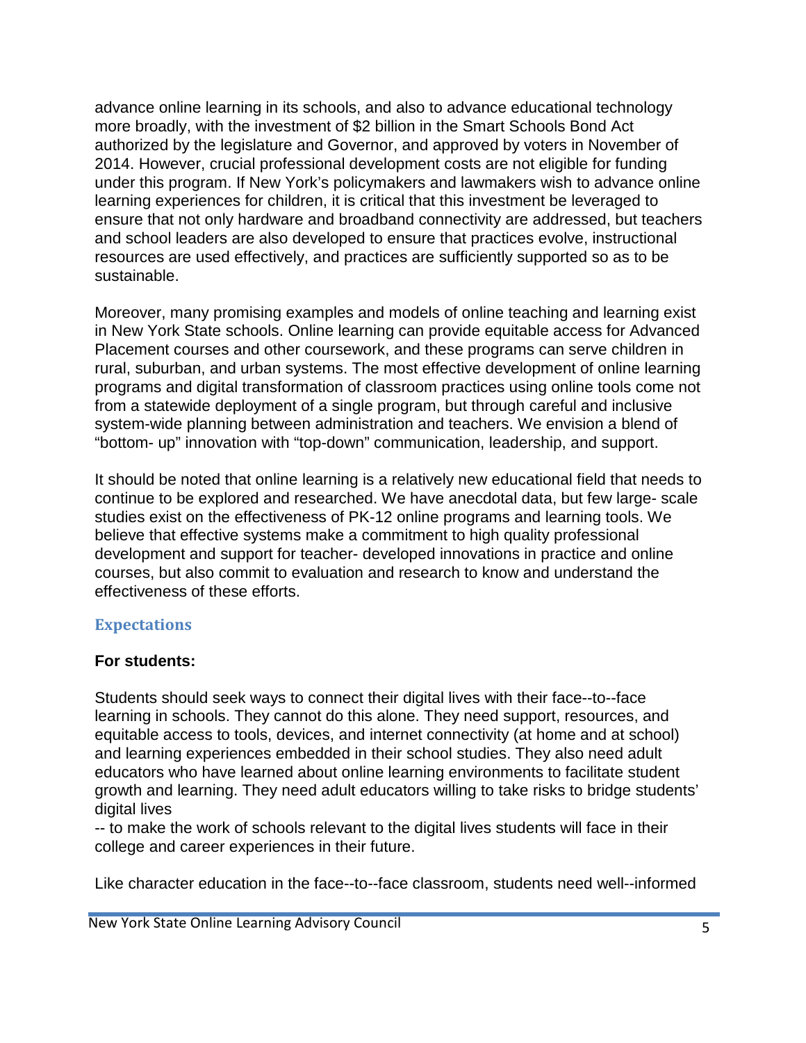advance online learning in its schools, and also to advance educational technology more broadly, with the investment of $2 billion in the Smart Schools Bond Act authorized by the legislature and Governor, and approved by voters in November of 2014. However, crucial professional development costs are not eligible for funding under this program. If New York's policymakers and lawmakers wish to advance online learning experiences for children, it is critical that this investment be leveraged to ensure that not only hardware and broadband connectivity are addressed, but teachers and school leaders are also developed to ensure that practices evolve, instructional resources are used effectively, and practices are sufficiently supported so as to be sustainable.

Moreover, many promising examples and models of online teaching and learning exist in New York State schools. Online learning can provide equitable access for Advanced Placement courses and other coursework, and these programs can serve children in rural, suburban, and urban systems. The most effective development of online learning programs and digital transformation of classroom practices using online tools come not from a statewide deployment of a single program, but through careful and inclusive system-wide planning between administration and teachers. We envision a blend of "bottom- up" innovation with "top-down" communication, leadership, and support.

It should be noted that online learning is a relatively new educational field that needs to continue to be explored and researched. We have anecdotal data, but few large- scale studies exist on the effectiveness of PK-12 online programs and learning tools. We believe that effective systems make a commitment to high quality professional development and support for teacher- developed innovations in practice and online courses, but also commit to evaluation and research to know and understand the effectiveness of these efforts.

## Expectations

**For students:**

Students should seek ways to connect their digital lives with their face--to--face learning in schools. They cannot do this alone. They need support, resources, and equitable access to tools, devices, and internet connectivity (at home and at school) and learning experiences embedded in their school studies. They also need adult educators who have learned about online learning environments to facilitate student growth and learning. They need adult educators willing to take risks to bridge students' digital lives

-- to make the work of schools relevant to the digital lives students will face in their college and career experiences in their future.

Like character education in the face--to--face classroom, students need well--informed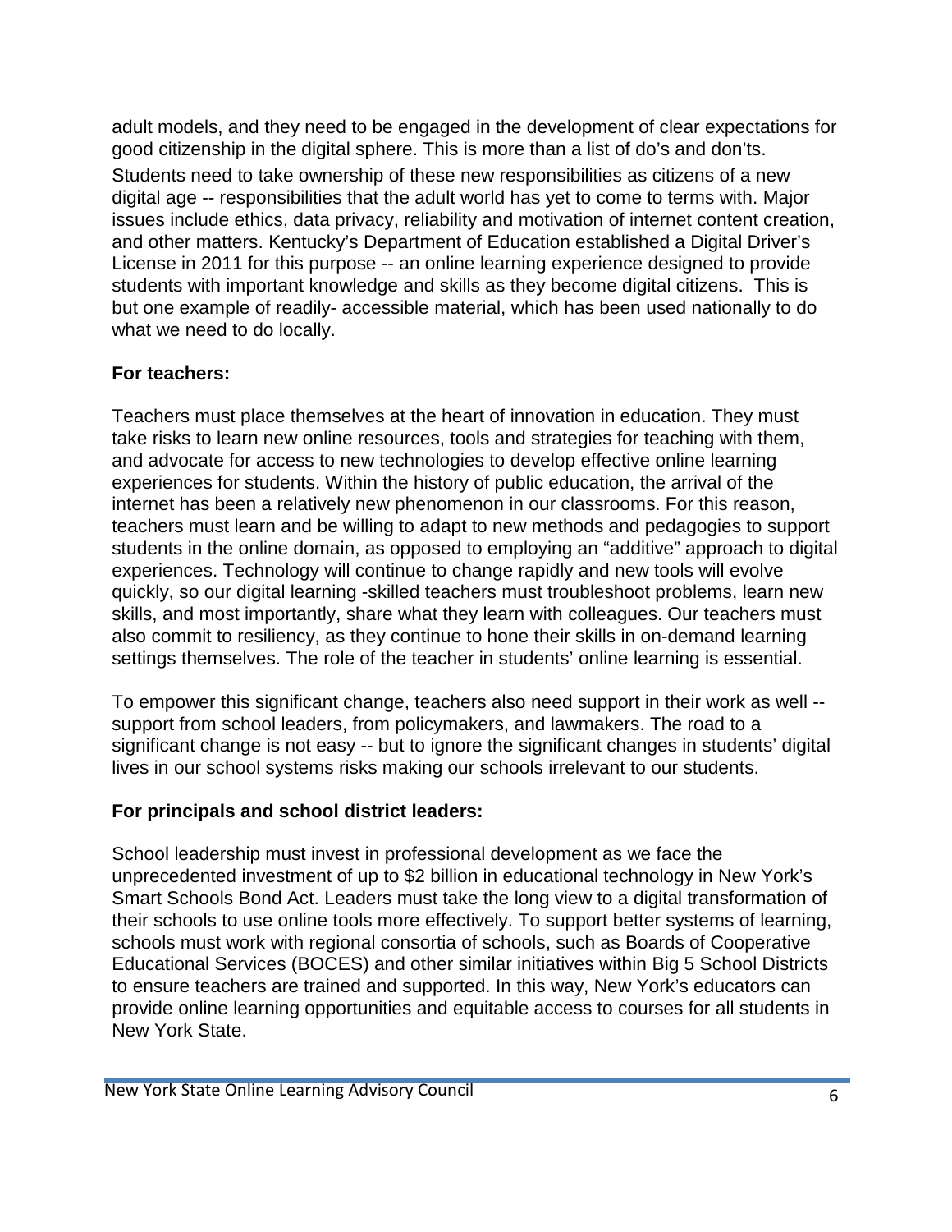adult models, and they need to be engaged in the development of clear expectations for good citizenship in the digital sphere. This is more than a list of do's and don'ts. Students need to take ownership of these new responsibilities as citizens of a new digital age -- responsibilities that the adult world has yet to come to terms with. Major issues include ethics, data privacy, reliability and motivation of internet content creation, and other matters. Kentucky's Department of Education established a Digital Driver's License in 2011 for this purpose -- an online learning experience designed to provide students with important knowledge and skills as they become digital citizens. This is but one example of readily- accessible material, which has been used nationally to do what we need to do locally.

**For teachers:**

Teachers must place themselves at the heart of innovation in education. They must take risks to learn new online resources, tools and strategies for teaching with them, and advocate for access to new technologies to develop effective online learning experiences for students. Within the history of public education, the arrival of the internet has been a relatively new phenomenon in our classrooms. For this reason, teachers must learn and be willing to adapt to new methods and pedagogies to support students in the online domain, as opposed to employing an "additive" approach to digital experiences. Technology will continue to change rapidly and new tools will evolve quickly, so our digital learning -skilled teachers must troubleshoot problems, learn new skills, and most importantly, share what they learn with colleagues. Our teachers must also commit to resiliency, as they continue to hone their skills in on-demand learning settings themselves. The role of the teacher in students' online learning is essential.

To empower this significant change, teachers also need support in their work as well -- support from school leaders, from policymakers, and lawmakers. The road to a significant change is not easy -- but to ignore the significant changes in students' digital lives in our school systems risks making our schools irrelevant to our students.

**For principals and school district leaders:**

School leadership must invest in professional development as we face the unprecedented investment of up to $2 billion in educational technology in New York's Smart Schools Bond Act. Leaders must take the long view to a digital transformation of their schools to use online tools more effectively. To support better systems of learning, schools must work with regional consortia of schools, such as Boards of Cooperative Educational Services (BOCES) and other similar initiatives within Big 5 School Districts to ensure teachers are trained and supported. In this way, New York's educators can provide online learning opportunities and equitable access to courses for all students in New York State.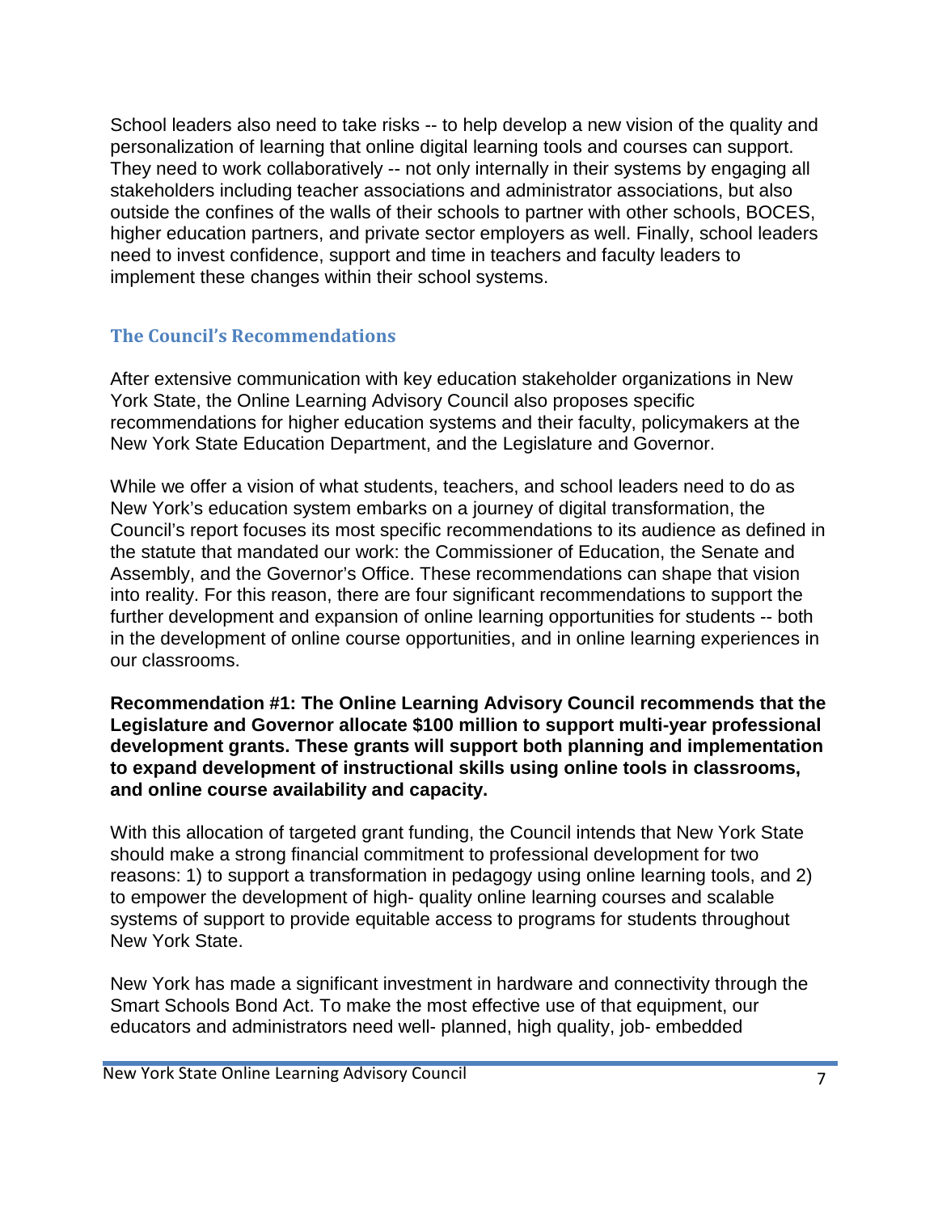School leaders also need to take risks -- to help develop a new vision of the quality and personalization of learning that online digital learning tools and courses can support. They need to work collaboratively -- not only internally in their systems by engaging all stakeholders including teacher associations and administrator associations, but also outside the confines of the walls of their schools to partner with other schools, BOCES, higher education partners, and private sector employers as well. Finally, school leaders need to invest confidence, support and time in teachers and faculty leaders to implement these changes within their school systems.

## The Council's Recommendations

After extensive communication with key education stakeholder organizations in New York State, the Online Learning Advisory Council also proposes specific recommendations for higher education systems and their faculty, policymakers at the New York State Education Department, and the Legislature and Governor.

While we offer a vision of what students, teachers, and school leaders need to do as New York's education system embarks on a journey of digital transformation, the Council's report focuses its most specific recommendations to its audience as defined in the statute that mandated our work: the Commissioner of Education, the Senate and Assembly, and the Governor's Office. These recommendations can shape that vision into reality. For this reason, there are four significant recommendations to support the further development and expansion of online learning opportunities for students -- both in the development of online course opportunities, and in online learning experiences in our classrooms.

**Recommendation #1: The Online Learning Advisory Council recommends that the Legislature and Governor allocate $100 million to support multi-year professional development grants. These grants will support both planning and implementation to expand development of instructional skills using online tools in classrooms, and online course availability and capacity.**

With this allocation of targeted grant funding, the Council intends that New York State should make a strong financial commitment to professional development for two reasons: 1) to support a transformation in pedagogy using online learning tools, and 2) to empower the development of high- quality online learning courses and scalable systems of support to provide equitable access to programs for students throughout New York State.

New York has made a significant investment in hardware and connectivity through the Smart Schools Bond Act. To make the most effective use of that equipment, our educators and administrators need well- planned, high quality, job- embedded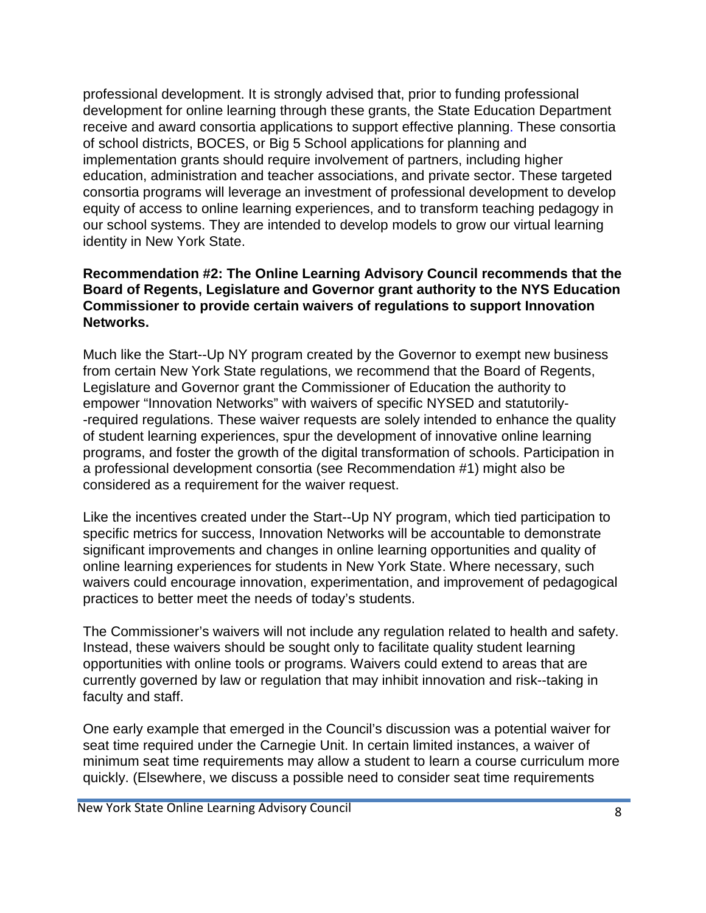professional development. It is strongly advised that, prior to funding professional development for online learning through these grants, the State Education Department receive and award consortia applications to support effective planning. These consortia of school districts, BOCES, or Big 5 School applications for planning and implementation grants should require involvement of partners, including higher education, administration and teacher associations, and private sector. These targeted consortia programs will leverage an investment of professional development to develop equity of access to online learning experiences, and to transform teaching pedagogy in our school systems. They are intended to develop models to grow our virtual learning identity in New York State.

**Recommendation #2: The Online Learning Advisory Council recommends that the Board of Regents, Legislature and Governor grant authority to the NYS Education Commissioner to provide certain waivers of regulations to support Innovation Networks.**

Much like the Start--Up NY program created by the Governor to exempt new business from certain New York State regulations, we recommend that the Board of Regents, Legislature and Governor grant the Commissioner of Education the authority to empower "Innovation Networks" with waivers of specific NYSED and statutorily--required regulations. These waiver requests are solely intended to enhance the quality of student learning experiences, spur the development of innovative online learning programs, and foster the growth of the digital transformation of schools. Participation in a professional development consortia (see Recommendation #1) might also be considered as a requirement for the waiver request.

Like the incentives created under the Start--Up NY program, which tied participation to specific metrics for success, Innovation Networks will be accountable to demonstrate significant improvements and changes in online learning opportunities and quality of online learning experiences for students in New York State. Where necessary, such waivers could encourage innovation, experimentation, and improvement of pedagogical practices to better meet the needs of today's students.

The Commissioner's waivers will not include any regulation related to health and safety. Instead, these waivers should be sought only to facilitate quality student learning opportunities with online tools or programs. Waivers could extend to areas that are currently governed by law or regulation that may inhibit innovation and risk--taking in faculty and staff.

One early example that emerged in the Council's discussion was a potential waiver for seat time required under the Carnegie Unit. In certain limited instances, a waiver of minimum seat time requirements may allow a student to learn a course curriculum more quickly. (Elsewhere, we discuss a possible need to consider seat time requirements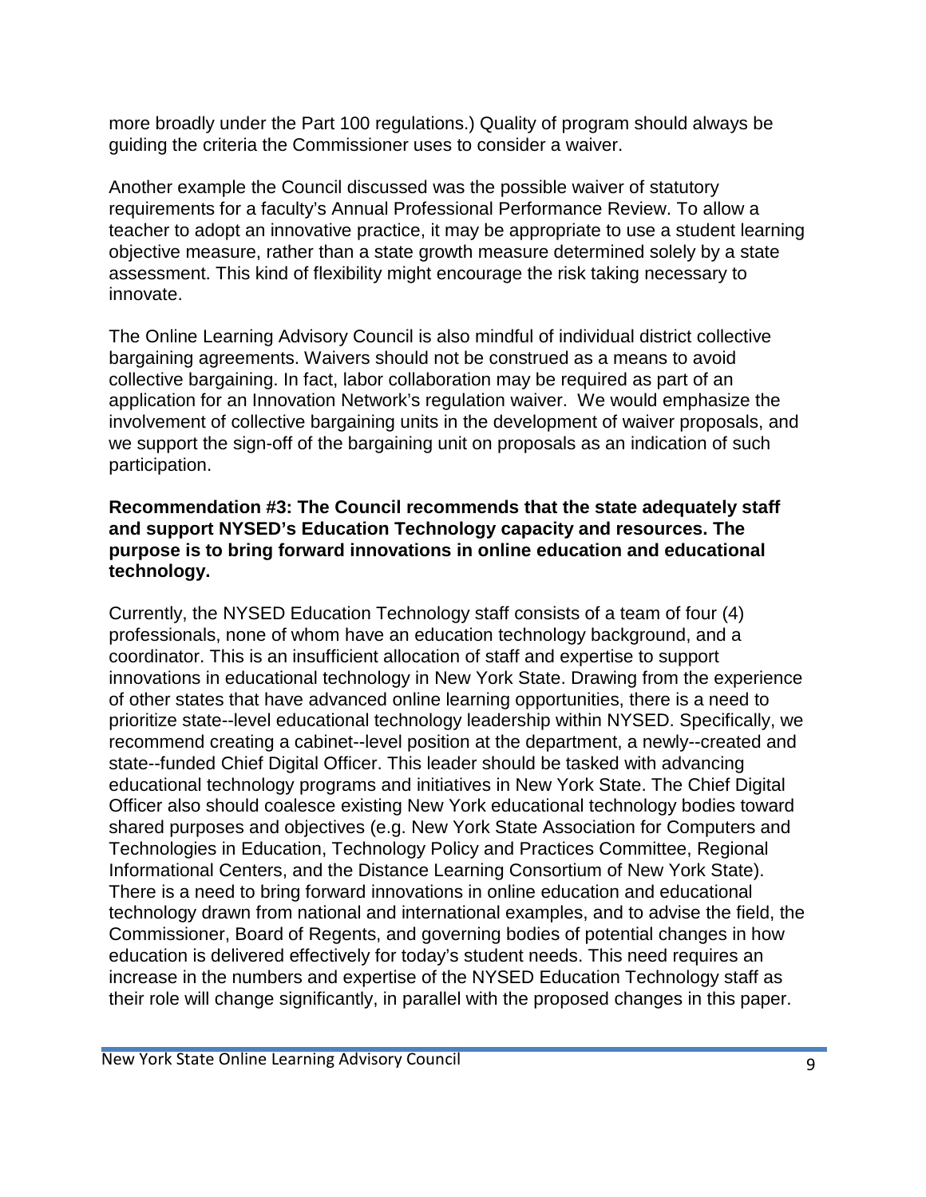more broadly under the Part 100 regulations.) Quality of program should always be guiding the criteria the Commissioner uses to consider a waiver.

Another example the Council discussed was the possible waiver of statutory requirements for a faculty's Annual Professional Performance Review. To allow a teacher to adopt an innovative practice, it may be appropriate to use a student learning objective measure, rather than a state growth measure determined solely by a state assessment. This kind of flexibility might encourage the risk taking necessary to innovate.

The Online Learning Advisory Council is also mindful of individual district collective bargaining agreements. Waivers should not be construed as a means to avoid collective bargaining. In fact, labor collaboration may be required as part of an application for an Innovation Network's regulation waiver. We would emphasize the involvement of collective bargaining units in the development of waiver proposals, and we support the sign-off of the bargaining unit on proposals as an indication of such participation.

**Recommendation #3: The Council recommends that the state adequately staff and support NYSED's Education Technology capacity and resources. The purpose is to bring forward innovations in online education and educational technology.**

Currently, the NYSED Education Technology staff consists of a team of four (4) professionals, none of whom have an education technology background, and a coordinator. This is an insufficient allocation of staff and expertise to support innovations in educational technology in New York State. Drawing from the experience of other states that have advanced online learning opportunities, there is a need to prioritize state--level educational technology leadership within NYSED. Specifically, we recommend creating a cabinet--level position at the department, a newly--created and state--funded Chief Digital Officer. This leader should be tasked with advancing educational technology programs and initiatives in New York State. The Chief Digital Officer also should coalesce existing New York educational technology bodies toward shared purposes and objectives (e.g. New York State Association for Computers and Technologies in Education, Technology Policy and Practices Committee, Regional Informational Centers, and the Distance Learning Consortium of New York State). There is a need to bring forward innovations in online education and educational technology drawn from national and international examples, and to advise the field, the Commissioner, Board of Regents, and governing bodies of potential changes in how education is delivered effectively for today's student needs. This need requires an increase in the numbers and expertise of the NYSED Education Technology staff as their role will change significantly, in parallel with the proposed changes in this paper.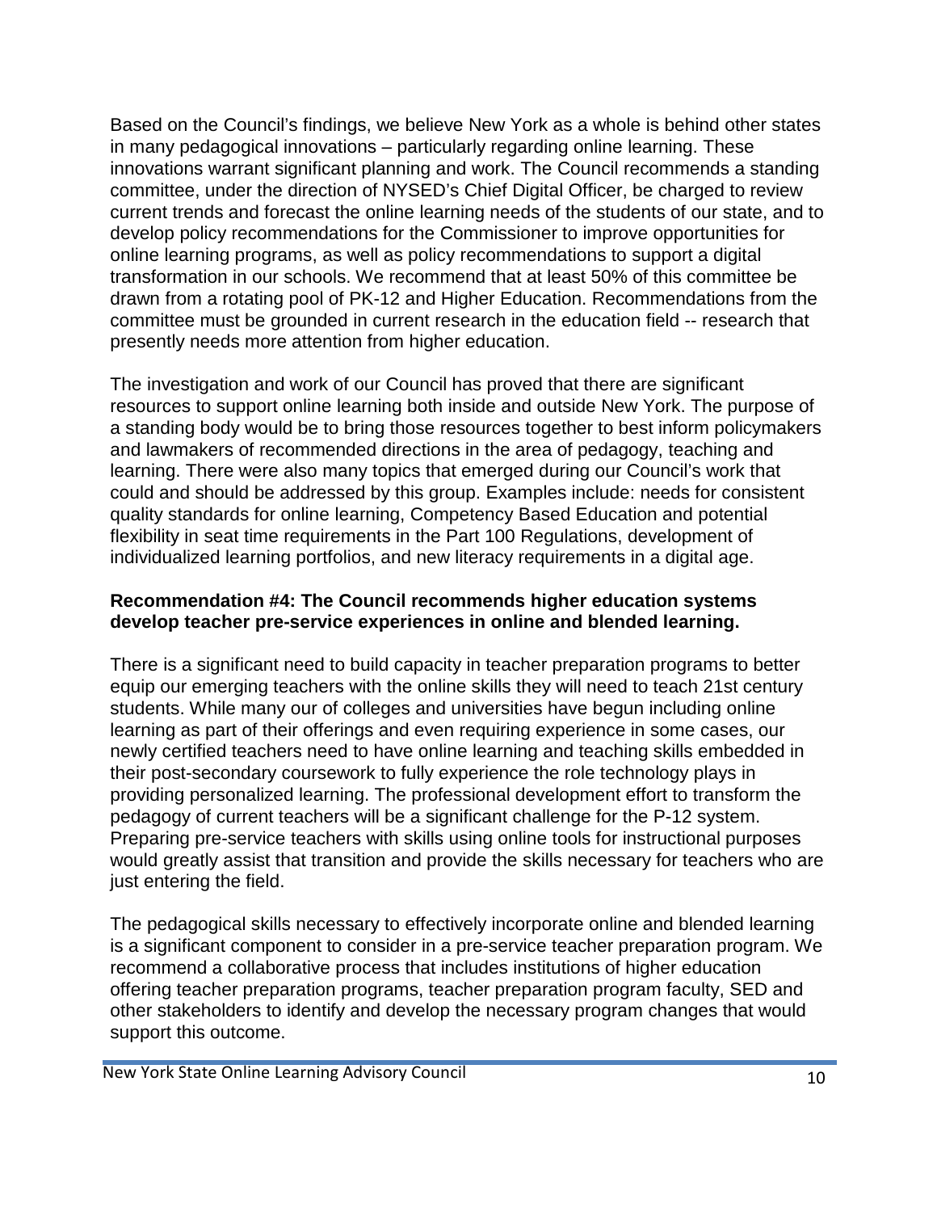Based on the Council's findings, we believe New York as a whole is behind other states in many pedagogical innovations – particularly regarding online learning. These innovations warrant significant planning and work. The Council recommends a standing committee, under the direction of NYSED's Chief Digital Officer, be charged to review current trends and forecast the online learning needs of the students of our state, and to develop policy recommendations for the Commissioner to improve opportunities for online learning programs, as well as policy recommendations to support a digital transformation in our schools. We recommend that at least 50% of this committee be drawn from a rotating pool of PK-12 and Higher Education. Recommendations from the committee must be grounded in current research in the education field -- research that presently needs more attention from higher education.

The investigation and work of our Council has proved that there are significant resources to support online learning both inside and outside New York. The purpose of a standing body would be to bring those resources together to best inform policymakers and lawmakers of recommended directions in the area of pedagogy, teaching and learning. There were also many topics that emerged during our Council's work that could and should be addressed by this group. Examples include: needs for consistent quality standards for online learning, Competency Based Education and potential flexibility in seat time requirements in the Part 100 Regulations, development of individualized learning portfolios, and new literacy requirements in a digital age.

**Recommendation #4: The Council recommends higher education systems develop teacher pre-service experiences in online and blended learning.**

There is a significant need to build capacity in teacher preparation programs to better equip our emerging teachers with the online skills they will need to teach 21st century students. While many our of colleges and universities have begun including online learning as part of their offerings and even requiring experience in some cases, our newly certified teachers need to have online learning and teaching skills embedded in their post-secondary coursework to fully experience the role technology plays in providing personalized learning. The professional development effort to transform the pedagogy of current teachers will be a significant challenge for the P-12 system. Preparing pre-service teachers with skills using online tools for instructional purposes would greatly assist that transition and provide the skills necessary for teachers who are just entering the field.

The pedagogical skills necessary to effectively incorporate online and blended learning is a significant component to consider in a pre-service teacher preparation program. We recommend a collaborative process that includes institutions of higher education offering teacher preparation programs, teacher preparation program faculty, SED and other stakeholders to identify and develop the necessary program changes that would support this outcome.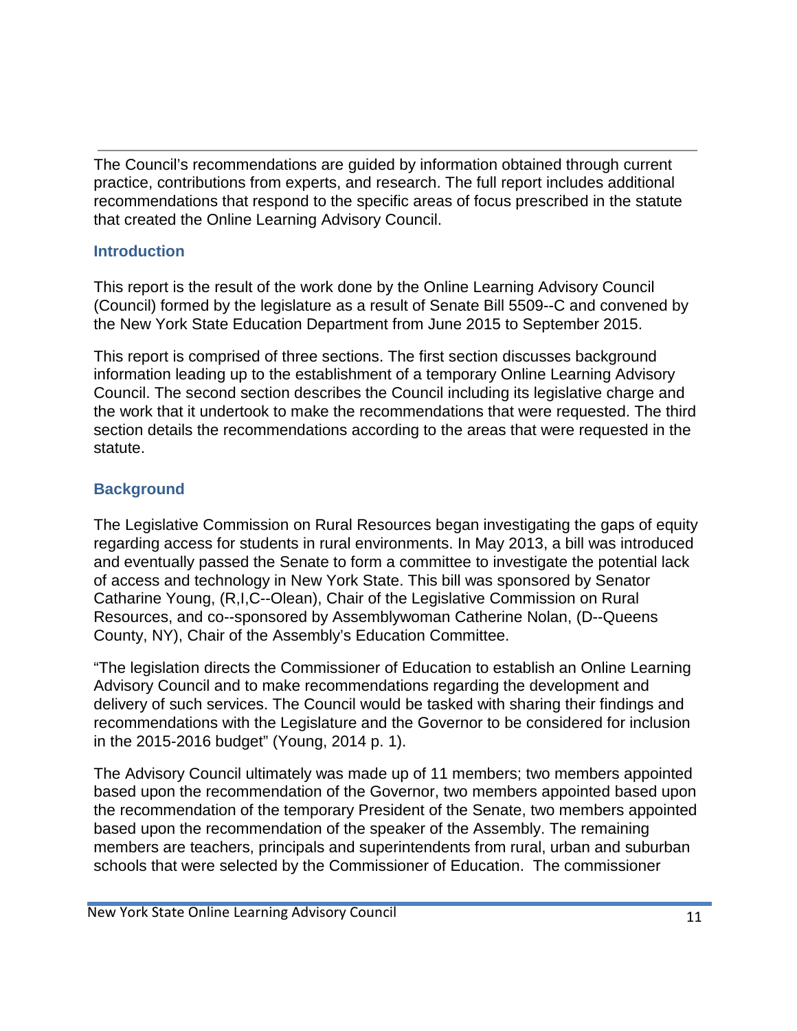The Council's recommendations are guided by information obtained through current practice, contributions from experts, and research. The full report includes additional recommendations that respond to the specific areas of focus prescribed in the statute that created the Online Learning Advisory Council.

## Introduction

This report is the result of the work done by the Online Learning Advisory Council (Council) formed by the legislature as a result of Senate Bill 5509--C and convened by the New York State Education Department from June 2015 to September 2015.

This report is comprised of three sections. The first section discusses background information leading up to the establishment of a temporary Online Learning Advisory Council. The second section describes the Council including its legislative charge and the work that it undertook to make the recommendations that were requested. The third section details the recommendations according to the areas that were requested in the statute.

## Background

The Legislative Commission on Rural Resources began investigating the gaps of equity regarding access for students in rural environments. In May 2013, a bill was introduced and eventually passed the Senate to form a committee to investigate the potential lack of access and technology in New York State. This bill was sponsored by Senator Catharine Young, (R,I,C--Olean), Chair of the Legislative Commission on Rural Resources, and co--sponsored by Assemblywoman Catherine Nolan, (D--Queens County, NY), Chair of the Assembly's Education Committee.

"The legislation directs the Commissioner of Education to establish an Online Learning Advisory Council and to make recommendations regarding the development and delivery of such services. The Council would be tasked with sharing their findings and recommendations with the Legislature and the Governor to be considered for inclusion in the 2015-2016 budget" (Young, 2014 p. 1).

The Advisory Council ultimately was made up of 11 members; two members appointed based upon the recommendation of the Governor, two members appointed based upon the recommendation of the temporary President of the Senate, two members appointed based upon the recommendation of the speaker of the Assembly. The remaining members are teachers, principals and superintendents from rural, urban and suburban schools that were selected by the Commissioner of Education. The commissioner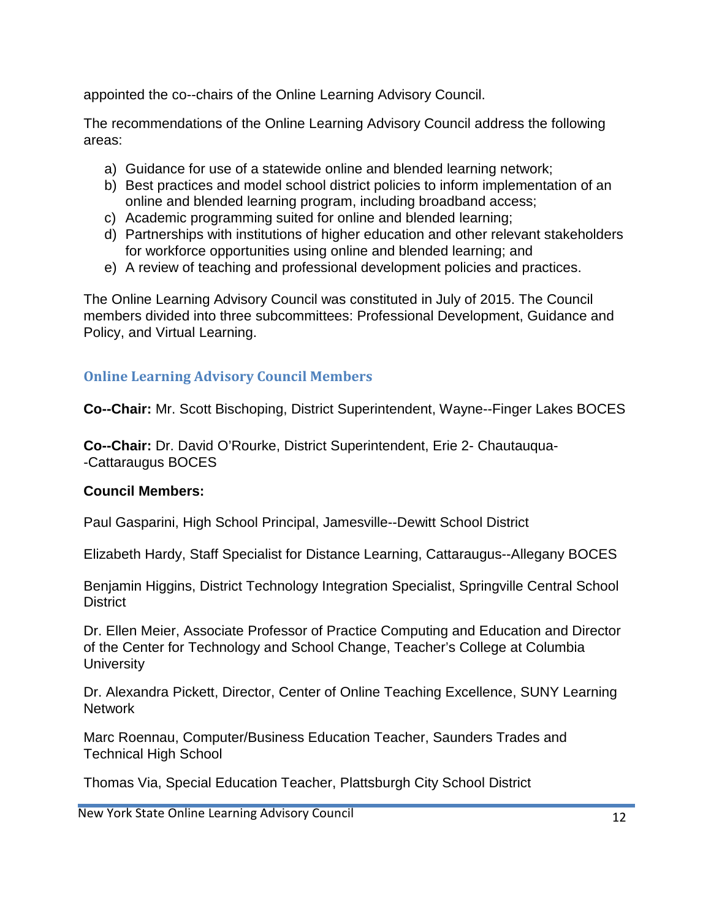appointed the co--chairs of the Online Learning Advisory Council.

The recommendations of the Online Learning Advisory Council address the following areas:

a) Guidance for use of a statewide online and blended learning network;
b) Best practices and model school district policies to inform implementation of an online and blended learning program, including broadband access;
c) Academic programming suited for online and blended learning;
d) Partnerships with institutions of higher education and other relevant stakeholders for workforce opportunities using online and blended learning; and
e) A review of teaching and professional development policies and practices.

The Online Learning Advisory Council was constituted in July of 2015. The Council members divided into three subcommittees: Professional Development, Guidance and Policy, and Virtual Learning.

## Online Learning Advisory Council Members

**Co--Chair:** Mr. Scott Bischoping, District Superintendent, Wayne--Finger Lakes BOCES

**Co--Chair:** Dr. David O'Rourke, District Superintendent, Erie 2- Chautauqua--Cattaraugus BOCES

**Council Members:**

Paul Gasparini, High School Principal, Jamesville--Dewitt School District

Elizabeth Hardy, Staff Specialist for Distance Learning, Cattaraugus--Allegany BOCES

Benjamin Higgins, District Technology Integration Specialist, Springville Central School District

Dr. Ellen Meier, Associate Professor of Practice Computing and Education and Director of the Center for Technology and School Change, Teacher's College at Columbia University

Dr. Alexandra Pickett, Director, Center of Online Teaching Excellence, SUNY Learning Network

Marc Roennau, Computer/Business Education Teacher, Saunders Trades and Technical High School

Thomas Via, Special Education Teacher, Plattsburgh City School District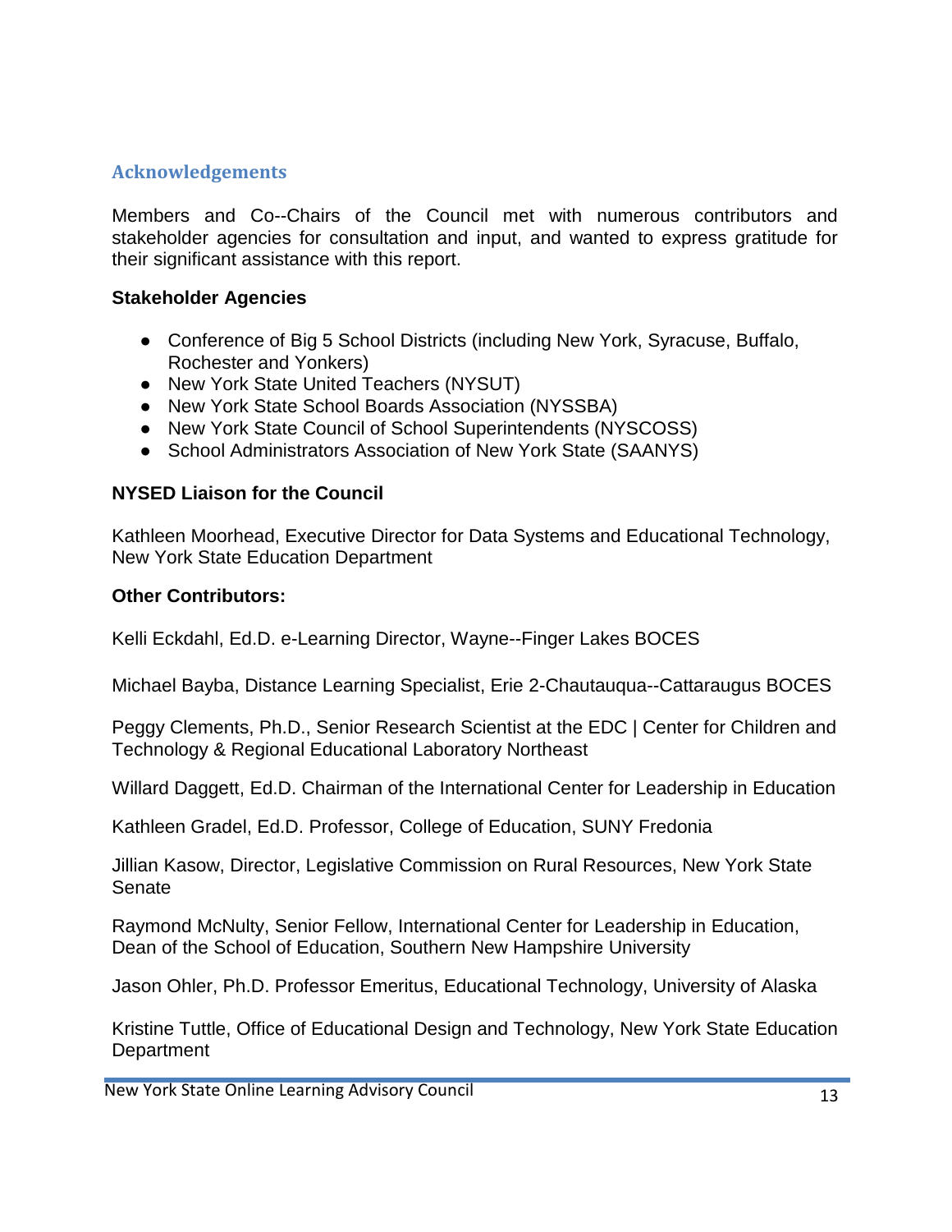## Acknowledgements

Members and Co--Chairs of the Council met with numerous contributors and stakeholder agencies for consultation and input, and wanted to express gratitude for their significant assistance with this report.

**Stakeholder Agencies**

- Conference of Big 5 School Districts (including New York, Syracuse, Buffalo, Rochester and Yonkers)
- New York State United Teachers (NYSUT)
- New York State School Boards Association (NYSSBA)
- New York State Council of School Superintendents (NYSCOSS)
- School Administrators Association of New York State (SAANYS)

**NYSED Liaison for the Council**

Kathleen Moorhead, Executive Director for Data Systems and Educational Technology, New York State Education Department

**Other Contributors:**

Kelli Eckdahl, Ed.D. e-Learning Director, Wayne--Finger Lakes BOCES

Michael Bayba, Distance Learning Specialist, Erie 2-Chautauqua--Cattaraugus BOCES

Peggy Clements, Ph.D., Senior Research Scientist at the EDC | Center for Children and Technology & Regional Educational Laboratory Northeast

Willard Daggett, Ed.D. Chairman of the International Center for Leadership in Education

Kathleen Gradel, Ed.D. Professor, College of Education, SUNY Fredonia

Jillian Kasow, Director, Legislative Commission on Rural Resources, New York State Senate

Raymond McNulty, Senior Fellow, International Center for Leadership in Education, Dean of the School of Education, Southern New Hampshire University

Jason Ohler, Ph.D. Professor Emeritus, Educational Technology, University of Alaska

Kristine Tuttle, Office of Educational Design and Technology, New York State Education Department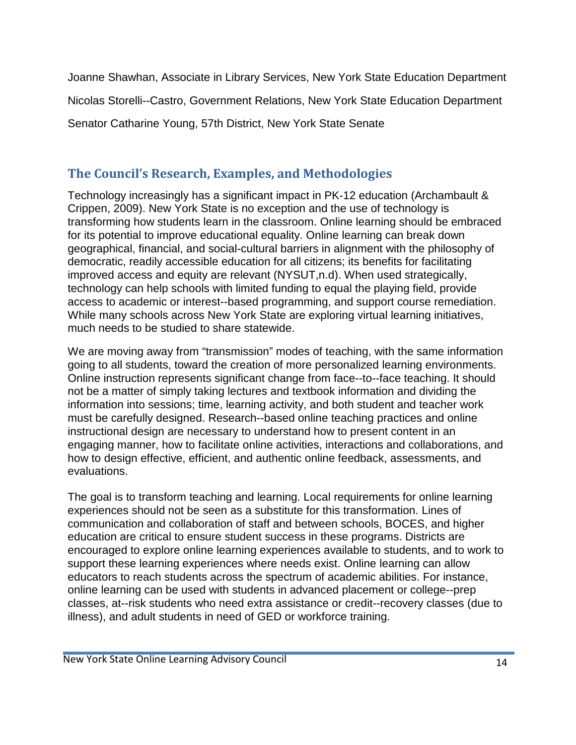Joanne Shawhan, Associate in Library Services, New York State Education Department

Nicolas Storelli--Castro, Government Relations, New York State Education Department

Senator Catharine Young, 57th District, New York State Senate

## The Council's Research, Examples, and Methodologies

Technology increasingly has a significant impact in PK-12 education (Archambault & Crippen, 2009). New York State is no exception and the use of technology is transforming how students learn in the classroom. Online learning should be embraced for its potential to improve educational equality. Online learning can break down geographical, financial, and social-cultural barriers in alignment with the philosophy of democratic, readily accessible education for all citizens; its benefits for facilitating improved access and equity are relevant (NYSUT,n.d). When used strategically, technology can help schools with limited funding to equal the playing field, provide access to academic or interest--based programming, and support course remediation. While many schools across New York State are exploring virtual learning initiatives, much needs to be studied to share statewide.

We are moving away from "transmission" modes of teaching, with the same information going to all students, toward the creation of more personalized learning environments. Online instruction represents significant change from face--to--face teaching. It should not be a matter of simply taking lectures and textbook information and dividing the information into sessions; time, learning activity, and both student and teacher work must be carefully designed. Research--based online teaching practices and online instructional design are necessary to understand how to present content in an engaging manner, how to facilitate online activities, interactions and collaborations, and how to design effective, efficient, and authentic online feedback, assessments, and evaluations.

The goal is to transform teaching and learning. Local requirements for online learning experiences should not be seen as a substitute for this transformation. Lines of communication and collaboration of staff and between schools, BOCES, and higher education are critical to ensure student success in these programs. Districts are encouraged to explore online learning experiences available to students, and to work to support these learning experiences where needs exist. Online learning can allow educators to reach students across the spectrum of academic abilities. For instance, online learning can be used with students in advanced placement or college--prep classes, at--risk students who need extra assistance or credit--recovery classes (due to illness), and adult students in need of GED or workforce training.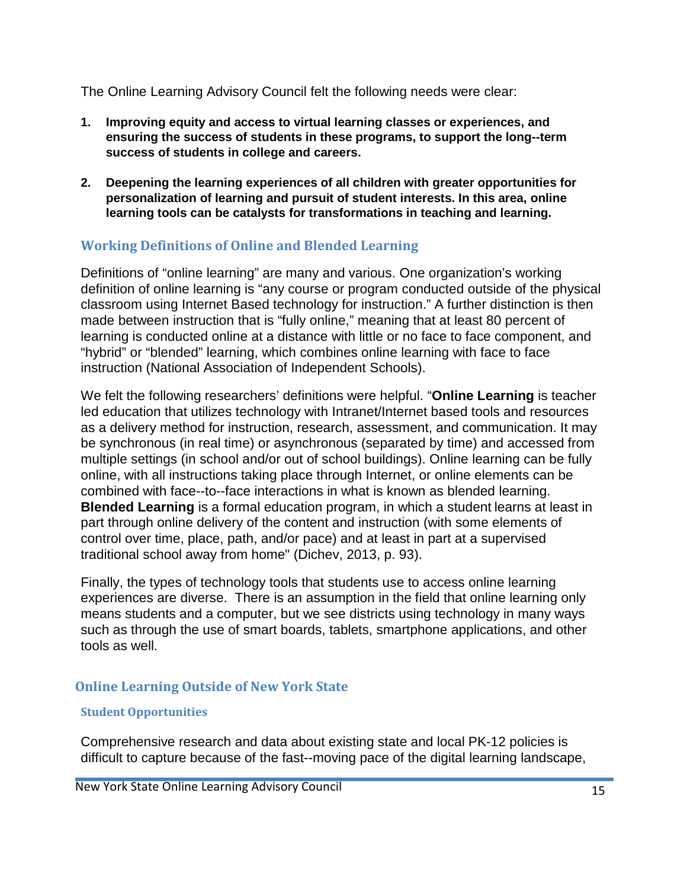The Online Learning Advisory Council felt the following needs were clear:

1. **Improving equity and access to virtual learning classes or experiences, and ensuring the success of students in these programs, to support the long--term success of students in college and careers.**

2. **Deepening the learning experiences of all children with greater opportunities for personalization of learning and pursuit of student interests. In this area, online learning tools can be catalysts for transformations in teaching and learning.**

## Working Definitions of Online and Blended Learning

Definitions of "online learning" are many and various. One organization's working definition of online learning is "any course or program conducted outside of the physical classroom using Internet Based technology for instruction." A further distinction is then made between instruction that is "fully online," meaning that at least 80 percent of learning is conducted online at a distance with little or no face to face component, and "hybrid" or "blended" learning, which combines online learning with face to face instruction (National Association of Independent Schools).

We felt the following researchers' definitions were helpful. "**Online Learning** is teacher led education that utilizes technology with Intranet/Internet based tools and resources as a delivery method for instruction, research, assessment, and communication. It may be synchronous (in real time) or asynchronous (separated by time) and accessed from multiple settings (in school and/or out of school buildings). Online learning can be fully online, with all instructions taking place through Internet, or online elements can be combined with face--to--face interactions in what is known as blended learning. **Blended Learning** is a formal education program, in which a student learns at least in part through online delivery of the content and instruction (with some elements of control over time, place, path, and/or pace) and at least in part at a supervised traditional school away from home" (Dichev, 2013, p. 93).

Finally, the types of technology tools that students use to access online learning experiences are diverse. There is an assumption in the field that online learning only means students and a computer, but we see districts using technology in many ways such as through the use of smart boards, tablets, smartphone applications, and other tools as well.

## Online Learning Outside of New York State

### Student Opportunities

Comprehensive research and data about existing state and local PK-12 policies is difficult to capture because of the fast--moving pace of the digital learning landscape,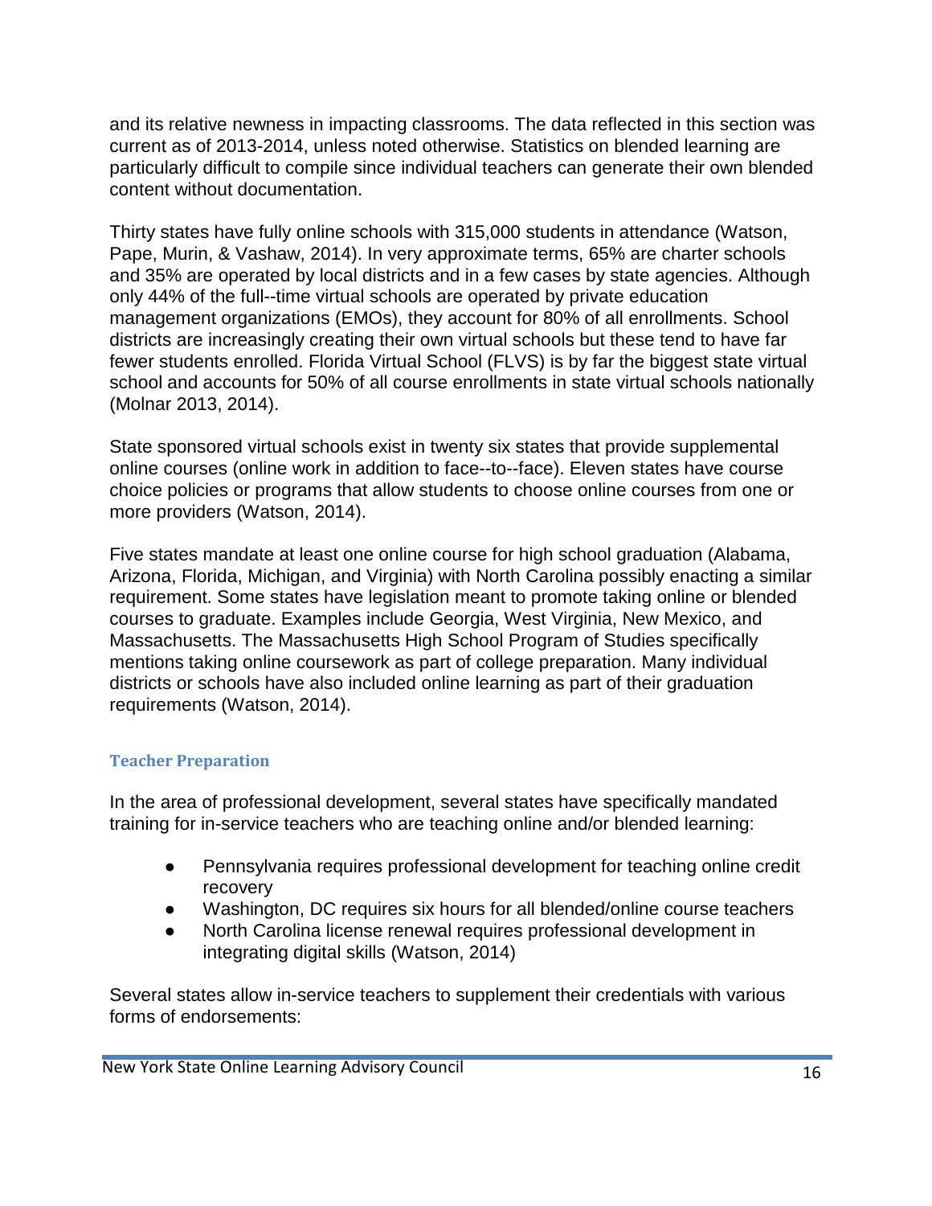and its relative newness in impacting classrooms. The data reflected in this section was current as of 2013-2014, unless noted otherwise. Statistics on blended learning are particularly difficult to compile since individual teachers can generate their own blended content without documentation.

Thirty states have fully online schools with 315,000 students in attendance (Watson, Pape, Murin, & Vashaw, 2014). In very approximate terms, 65% are charter schools and 35% are operated by local districts and in a few cases by state agencies. Although only 44% of the full--time virtual schools are operated by private education management organizations (EMOs), they account for 80% of all enrollments. School districts are increasingly creating their own virtual schools but these tend to have far fewer students enrolled. Florida Virtual School (FLVS) is by far the biggest state virtual school and accounts for 50% of all course enrollments in state virtual schools nationally (Molnar 2013, 2014).

State sponsored virtual schools exist in twenty six states that provide supplemental online courses (online work in addition to face--to--face). Eleven states have course choice policies or programs that allow students to choose online courses from one or more providers (Watson, 2014).

Five states mandate at least one online course for high school graduation (Alabama, Arizona, Florida, Michigan, and Virginia) with North Carolina possibly enacting a similar requirement. Some states have legislation meant to promote taking online or blended courses to graduate. Examples include Georgia, West Virginia, New Mexico, and Massachusetts. The Massachusetts High School Program of Studies specifically mentions taking online coursework as part of college preparation. Many individual districts or schools have also included online learning as part of their graduation requirements (Watson, 2014).

### Teacher Preparation

In the area of professional development, several states have specifically mandated training for in-service teachers who are teaching online and/or blended learning:

- Pennsylvania requires professional development for teaching online credit recovery
- Washington, DC requires six hours for all blended/online course teachers
- North Carolina license renewal requires professional development in integrating digital skills (Watson, 2014)

Several states allow in-service teachers to supplement their credentials with various forms of endorsements: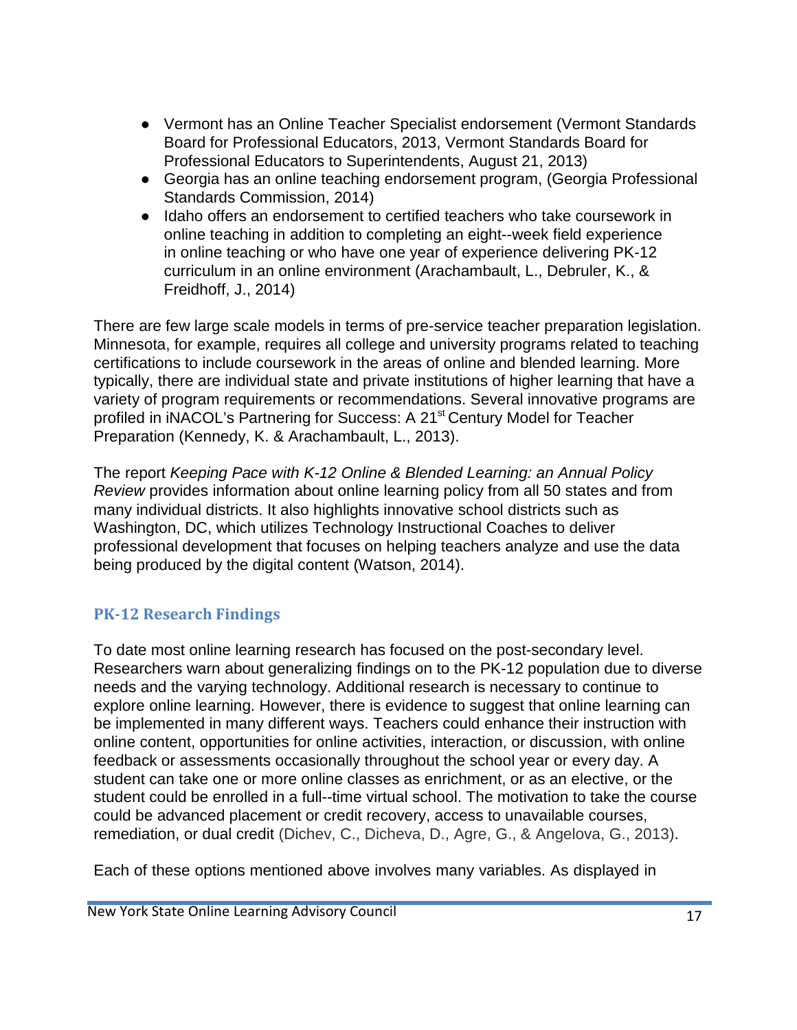- Vermont has an Online Teacher Specialist endorsement (Vermont Standards Board for Professional Educators, 2013, Vermont Standards Board for Professional Educators to Superintendents, August 21, 2013)
- Georgia has an online teaching endorsement program, (Georgia Professional Standards Commission, 2014)
- Idaho offers an endorsement to certified teachers who take coursework in online teaching in addition to completing an eight--week field experience in online teaching or who have one year of experience delivering PK-12 curriculum in an online environment (Arachambault, L., Debruler, K., & Freidhoff, J., 2014)

There are few large scale models in terms of pre-service teacher preparation legislation. Minnesota, for example, requires all college and university programs related to teaching certifications to include coursework in the areas of online and blended learning. More typically, there are individual state and private institutions of higher learning that have a variety of program requirements or recommendations. Several innovative programs are profiled in iNACOL's Partnering for Success: A 21st Century Model for Teacher Preparation (Kennedy, K. & Arachambault, L., 2013).

The report *Keeping Pace with K-12 Online & Blended Learning: an Annual Policy Review* provides information about online learning policy from all 50 states and from many individual districts. It also highlights innovative school districts such as Washington, DC, which utilizes Technology Instructional Coaches to deliver professional development that focuses on helping teachers analyze and use the data being produced by the digital content (Watson, 2014).

## PK-12 Research Findings

To date most online learning research has focused on the post-secondary level. Researchers warn about generalizing findings on to the PK-12 population due to diverse needs and the varying technology. Additional research is necessary to continue to explore online learning. However, there is evidence to suggest that online learning can be implemented in many different ways. Teachers could enhance their instruction with online content, opportunities for online activities, interaction, or discussion, with online feedback or assessments occasionally throughout the school year or every day. A student can take one or more online classes as enrichment, or as an elective, or the student could be enrolled in a full--time virtual school. The motivation to take the course could be advanced placement or credit recovery, access to unavailable courses, remediation, or dual credit (Dichev, C., Dicheva, D., Agre, G., & Angelova, G., 2013).

Each of these options mentioned above involves many variables. As displayed in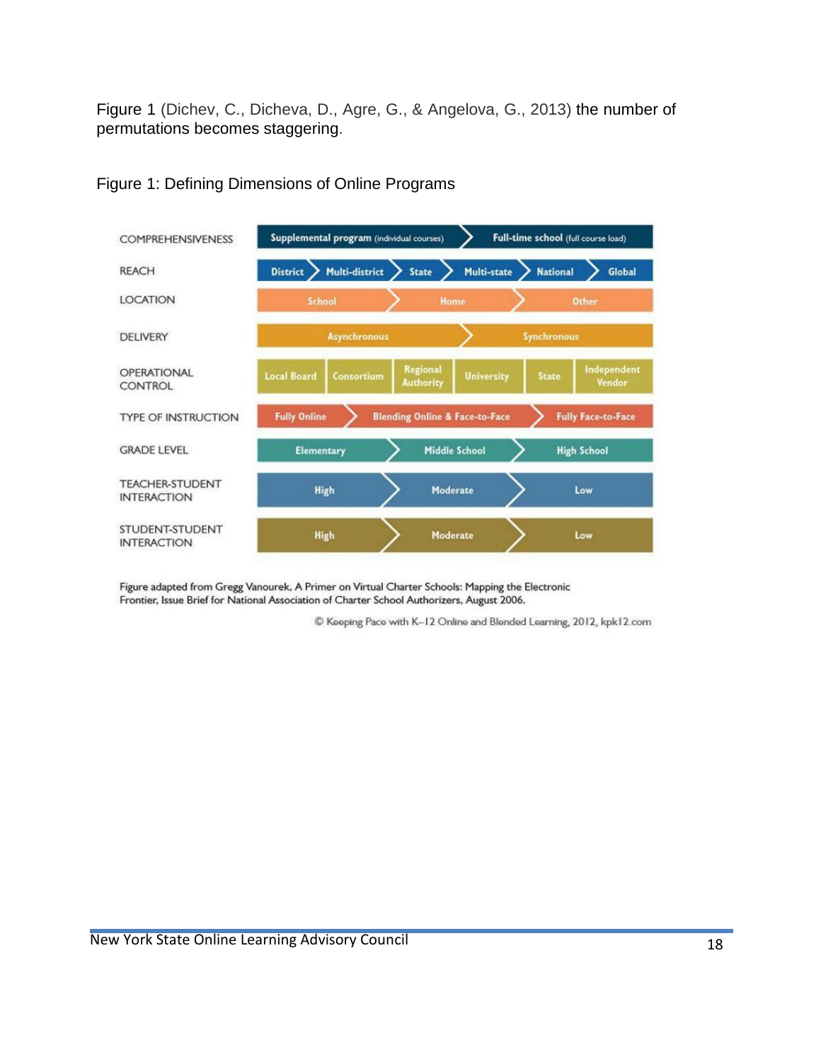Figure 1 (Dichev, C., Dicheva, D., Agre, G., & Angelova, G., 2013) the number of permutations becomes staggering.

Figure 1: Defining Dimensions of Online Programs

| Dimension | Range |
| --- | --- |
| COMPREHENSIVENESS | Supplemental program (individual courses) > Full-time school (full course load) |
| REACH | District > Multi-district > State > Multi-state > National > Global |
| LOCATION | School > Home > Other |
| DELIVERY | Asynchronous > Synchronous |
| OPERATIONAL CONTROL | Local Board, Consortium, Regional Authority, University, State, Independent Vendor |
| TYPE OF INSTRUCTION | Fully Online > Blending Online & Face-to-Face > Fully Face-to-Face |
| GRADE LEVEL | Elementary > Middle School > High School |
| TEACHER-STUDENT INTERACTION | High > Moderate > Low |
| STUDENT-STUDENT INTERACTION | High > Moderate > Low |

Figure adapted from Gregg Vanourek, A Primer on Virtual Charter Schools: Mapping the Electronic Frontier, Issue Brief for National Association of Charter School Authorizers, August 2006.

© Keeping Pace with K–12 Online and Blended Learning, 2012, kpk12.com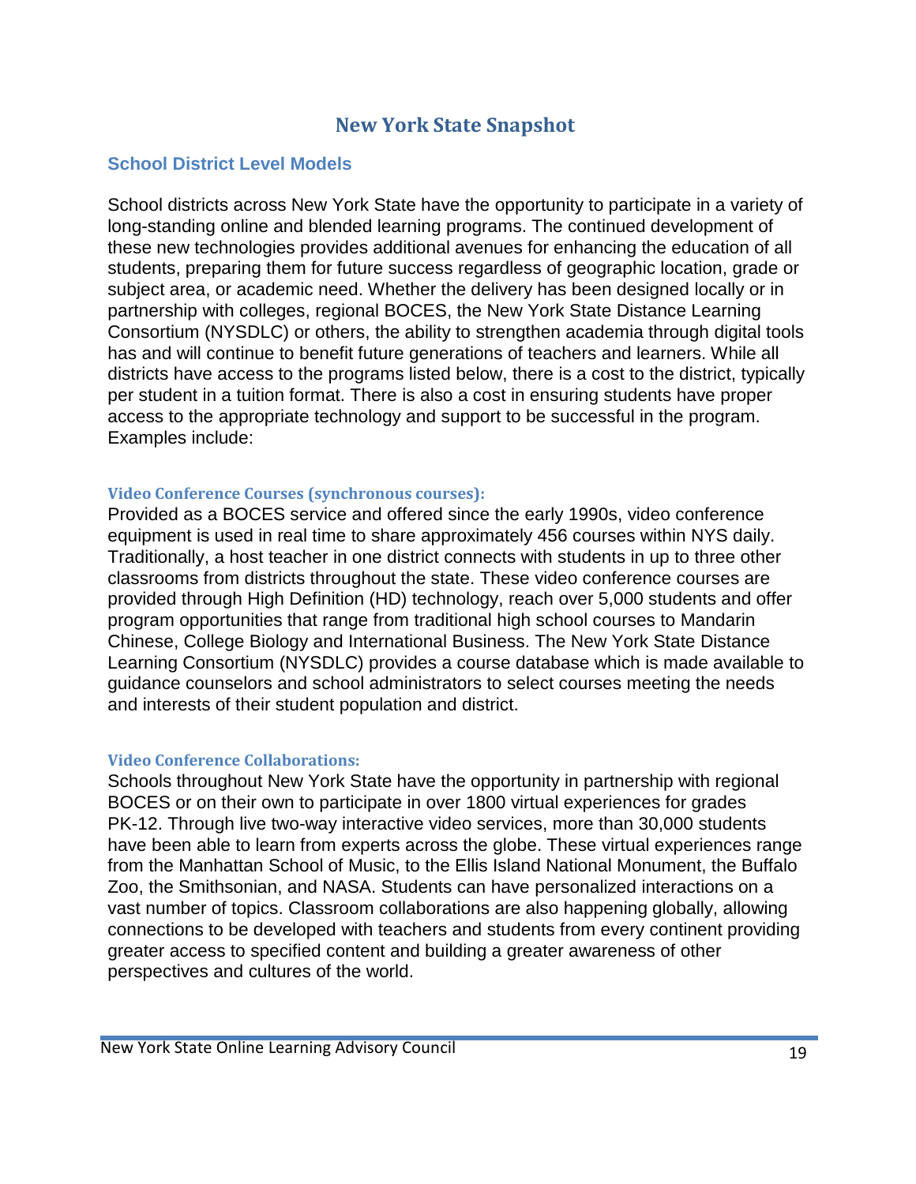# New York State Snapshot

## School District Level Models

School districts across New York State have the opportunity to participate in a variety of long-standing online and blended learning programs. The continued development of these new technologies provides additional avenues for enhancing the education of all students, preparing them for future success regardless of geographic location, grade or subject area, or academic need. Whether the delivery has been designed locally or in partnership with colleges, regional BOCES, the New York State Distance Learning Consortium (NYSDLC) or others, the ability to strengthen academia through digital tools has and will continue to benefit future generations of teachers and learners. While all districts have access to the programs listed below, there is a cost to the district, typically per student in a tuition format. There is also a cost in ensuring students have proper access to the appropriate technology and support to be successful in the program. Examples include:

### Video Conference Courses (synchronous courses):

Provided as a BOCES service and offered since the early 1990s, video conference equipment is used in real time to share approximately 456 courses within NYS daily. Traditionally, a host teacher in one district connects with students in up to three other classrooms from districts throughout the state. These video conference courses are provided through High Definition (HD) technology, reach over 5,000 students and offer program opportunities that range from traditional high school courses to Mandarin Chinese, College Biology and International Business. The New York State Distance Learning Consortium (NYSDLC) provides a course database which is made available to guidance counselors and school administrators to select courses meeting the needs and interests of their student population and district.

### Video Conference Collaborations:

Schools throughout New York State have the opportunity in partnership with regional BOCES or on their own to participate in over 1800 virtual experiences for grades PK-12. Through live two-way interactive video services, more than 30,000 students have been able to learn from experts across the globe. These virtual experiences range from the Manhattan School of Music, to the Ellis Island National Monument, the Buffalo Zoo, the Smithsonian, and NASA. Students can have personalized interactions on a vast number of topics. Classroom collaborations are also happening globally, allowing connections to be developed with teachers and students from every continent providing greater access to specified content and building a greater awareness of other perspectives and cultures of the world.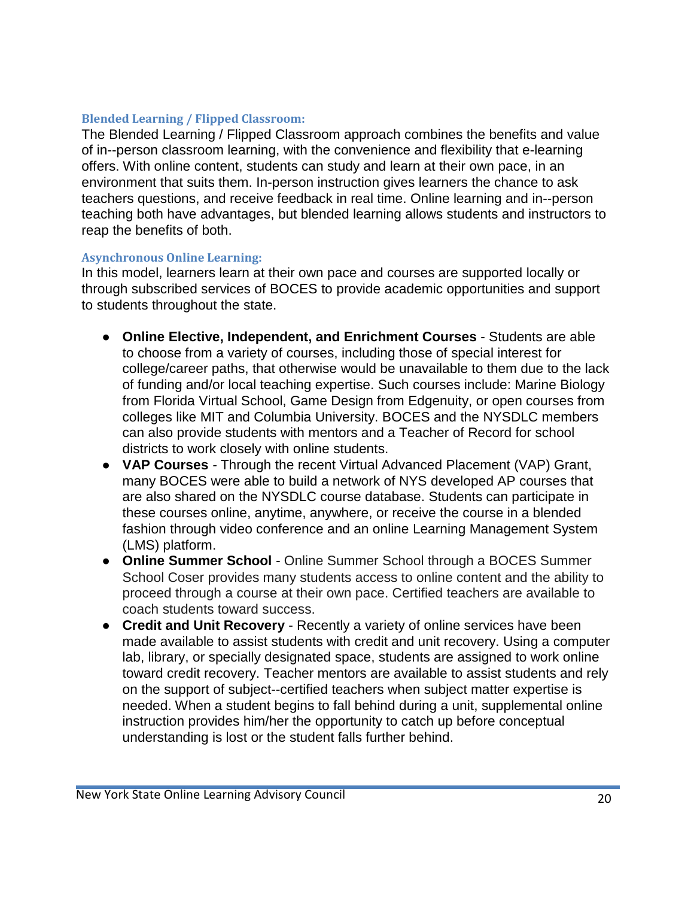### Blended Learning / Flipped Classroom:

The Blended Learning / Flipped Classroom approach combines the benefits and value of in--person classroom learning, with the convenience and flexibility that e-learning offers. With online content, students can study and learn at their own pace, in an environment that suits them. In-person instruction gives learners the chance to ask teachers questions, and receive feedback in real time. Online learning and in--person teaching both have advantages, but blended learning allows students and instructors to reap the benefits of both.

### Asynchronous Online Learning:

In this model, learners learn at their own pace and courses are supported locally or through subscribed services of BOCES to provide academic opportunities and support to students throughout the state.

- **Online Elective, Independent, and Enrichment Courses** - Students are able to choose from a variety of courses, including those of special interest for college/career paths, that otherwise would be unavailable to them due to the lack of funding and/or local teaching expertise. Such courses include: Marine Biology from Florida Virtual School, Game Design from Edgenuity, or open courses from colleges like MIT and Columbia University. BOCES and the NYSDLC members can also provide students with mentors and a Teacher of Record for school districts to work closely with online students.
- **VAP Courses** - Through the recent Virtual Advanced Placement (VAP) Grant, many BOCES were able to build a network of NYS developed AP courses that are also shared on the NYSDLC course database. Students can participate in these courses online, anytime, anywhere, or receive the course in a blended fashion through video conference and an online Learning Management System (LMS) platform.
- **Online Summer School** - Online Summer School through a BOCES Summer School Coser provides many students access to online content and the ability to proceed through a course at their own pace. Certified teachers are available to coach students toward success.
- **Credit and Unit Recovery** - Recently a variety of online services have been made available to assist students with credit and unit recovery. Using a computer lab, library, or specially designated space, students are assigned to work online toward credit recovery. Teacher mentors are available to assist students and rely on the support of subject--certified teachers when subject matter expertise is needed. When a student begins to fall behind during a unit, supplemental online instruction provides him/her the opportunity to catch up before conceptual understanding is lost or the student falls further behind.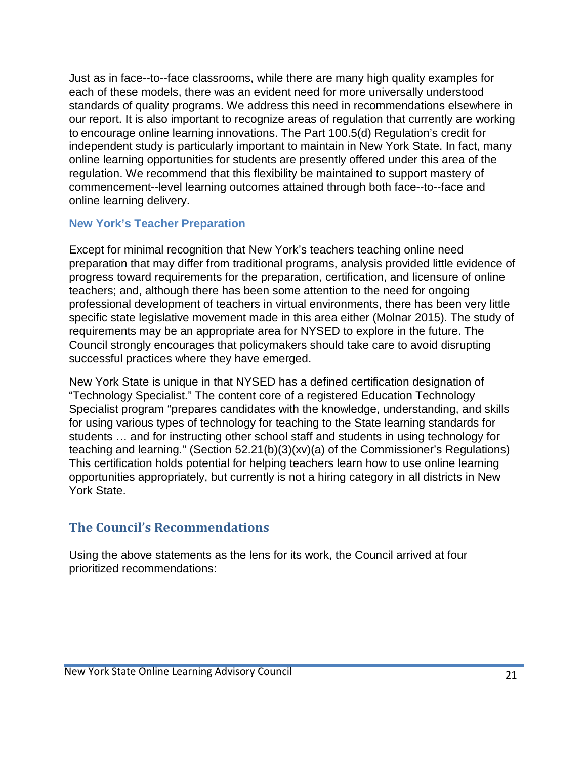Just as in face--to--face classrooms, while there are many high quality examples for each of these models, there was an evident need for more universally understood standards of quality programs. We address this need in recommendations elsewhere in our report. It is also important to recognize areas of regulation that currently are working to encourage online learning innovations. The Part 100.5(d) Regulation's credit for independent study is particularly important to maintain in New York State. In fact, many online learning opportunities for students are presently offered under this area of the regulation. We recommend that this flexibility be maintained to support mastery of commencement--level learning outcomes attained through both face--to--face and online learning delivery.

### New York's Teacher Preparation

Except for minimal recognition that New York's teachers teaching online need preparation that may differ from traditional programs, analysis provided little evidence of progress toward requirements for the preparation, certification, and licensure of online teachers; and, although there has been some attention to the need for ongoing professional development of teachers in virtual environments, there has been very little specific state legislative movement made in this area either (Molnar 2015). The study of requirements may be an appropriate area for NYSED to explore in the future. The Council strongly encourages that policymakers should take care to avoid disrupting successful practices where they have emerged.

New York State is unique in that NYSED has a defined certification designation of "Technology Specialist." The content core of a registered Education Technology Specialist program "prepares candidates with the knowledge, understanding, and skills for using various types of technology for teaching to the State learning standards for students … and for instructing other school staff and students in using technology for teaching and learning." (Section 52.21(b)(3)(xv)(a) of the Commissioner's Regulations) This certification holds potential for helping teachers learn how to use online learning opportunities appropriately, but currently is not a hiring category in all districts in New York State.

## The Council's Recommendations

Using the above statements as the lens for its work, the Council arrived at four prioritized recommendations: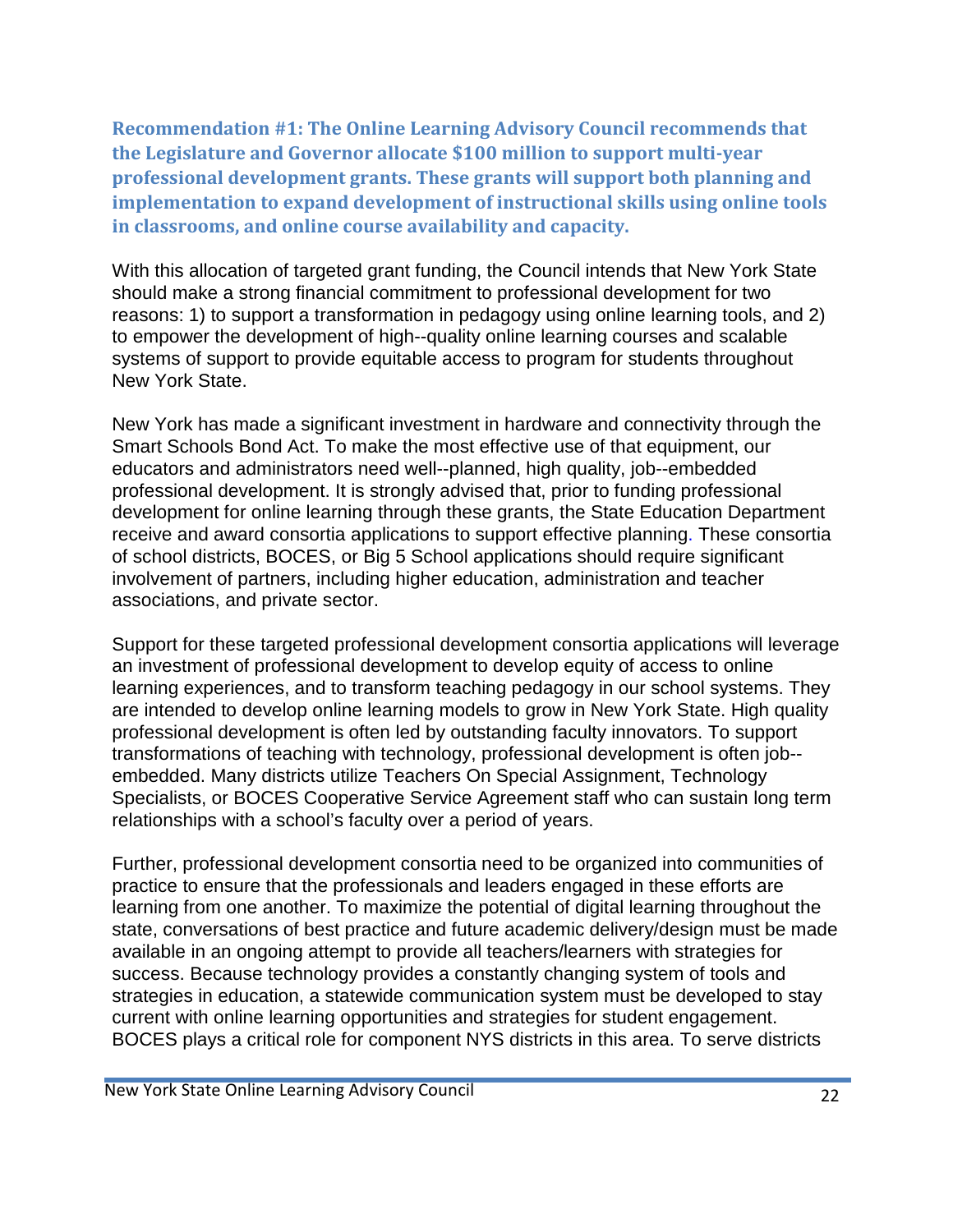### Recommendation #1: The Online Learning Advisory Council recommends that the Legislature and Governor allocate $100 million to support multi-year professional development grants. These grants will support both planning and implementation to expand development of instructional skills using online tools in classrooms, and online course availability and capacity.

With this allocation of targeted grant funding, the Council intends that New York State should make a strong financial commitment to professional development for two reasons: 1) to support a transformation in pedagogy using online learning tools, and 2) to empower the development of high--quality online learning courses and scalable systems of support to provide equitable access to program for students throughout New York State.

New York has made a significant investment in hardware and connectivity through the Smart Schools Bond Act. To make the most effective use of that equipment, our educators and administrators need well--planned, high quality, job--embedded professional development. It is strongly advised that, prior to funding professional development for online learning through these grants, the State Education Department receive and award consortia applications to support effective planning. These consortia of school districts, BOCES, or Big 5 School applications should require significant involvement of partners, including higher education, administration and teacher associations, and private sector.

Support for these targeted professional development consortia applications will leverage an investment of professional development to develop equity of access to online learning experiences, and to transform teaching pedagogy in our school systems. They are intended to develop online learning models to grow in New York State. High quality professional development is often led by outstanding faculty innovators. To support transformations of teaching with technology, professional development is often job--embedded. Many districts utilize Teachers On Special Assignment, Technology Specialists, or BOCES Cooperative Service Agreement staff who can sustain long term relationships with a school's faculty over a period of years.

Further, professional development consortia need to be organized into communities of practice to ensure that the professionals and leaders engaged in these efforts are learning from one another. To maximize the potential of digital learning throughout the state, conversations of best practice and future academic delivery/design must be made available in an ongoing attempt to provide all teachers/learners with strategies for success. Because technology provides a constantly changing system of tools and strategies in education, a statewide communication system must be developed to stay current with online learning opportunities and strategies for student engagement. BOCES plays a critical role for component NYS districts in this area. To serve districts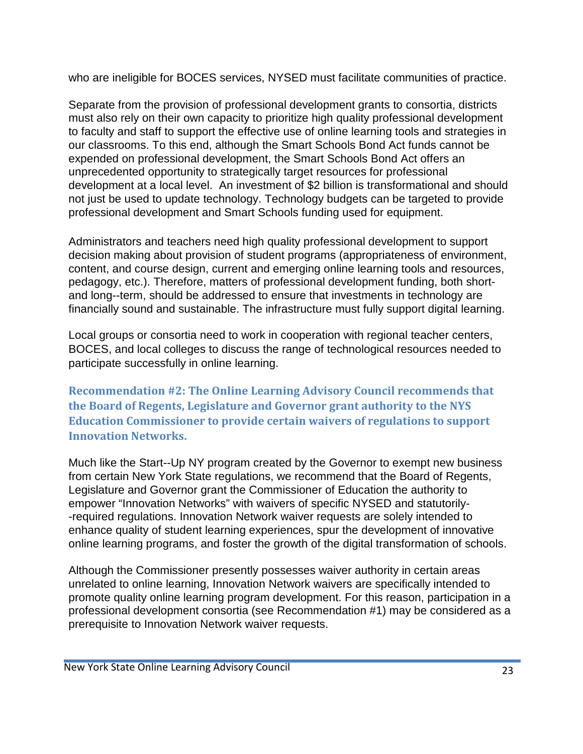who are ineligible for BOCES services, NYSED must facilitate communities of practice.

Separate from the provision of professional development grants to consortia, districts must also rely on their own capacity to prioritize high quality professional development to faculty and staff to support the effective use of online learning tools and strategies in our classrooms. To this end, although the Smart Schools Bond Act funds cannot be expended on professional development, the Smart Schools Bond Act offers an unprecedented opportunity to strategically target resources for professional development at a local level. An investment of $2 billion is transformational and should not just be used to update technology. Technology budgets can be targeted to provide professional development and Smart Schools funding used for equipment.

Administrators and teachers need high quality professional development to support decision making about provision of student programs (appropriateness of environment, content, and course design, current and emerging online learning tools and resources, pedagogy, etc.). Therefore, matters of professional development funding, both short- and long--term, should be addressed to ensure that investments in technology are financially sound and sustainable. The infrastructure must fully support digital learning.

Local groups or consortia need to work in cooperation with regional teacher centers, BOCES, and local colleges to discuss the range of technological resources needed to participate successfully in online learning.

### Recommendation #2: The Online Learning Advisory Council recommends that the Board of Regents, Legislature and Governor grant authority to the NYS Education Commissioner to provide certain waivers of regulations to support Innovation Networks.

Much like the Start--Up NY program created by the Governor to exempt new business from certain New York State regulations, we recommend that the Board of Regents, Legislature and Governor grant the Commissioner of Education the authority to empower "Innovation Networks" with waivers of specific NYSED and statutorily--required regulations. Innovation Network waiver requests are solely intended to enhance quality of student learning experiences, spur the development of innovative online learning programs, and foster the growth of the digital transformation of schools.

Although the Commissioner presently possesses waiver authority in certain areas unrelated to online learning, Innovation Network waivers are specifically intended to promote quality online learning program development. For this reason, participation in a professional development consortia (see Recommendation #1) may be considered as a prerequisite to Innovation Network waiver requests.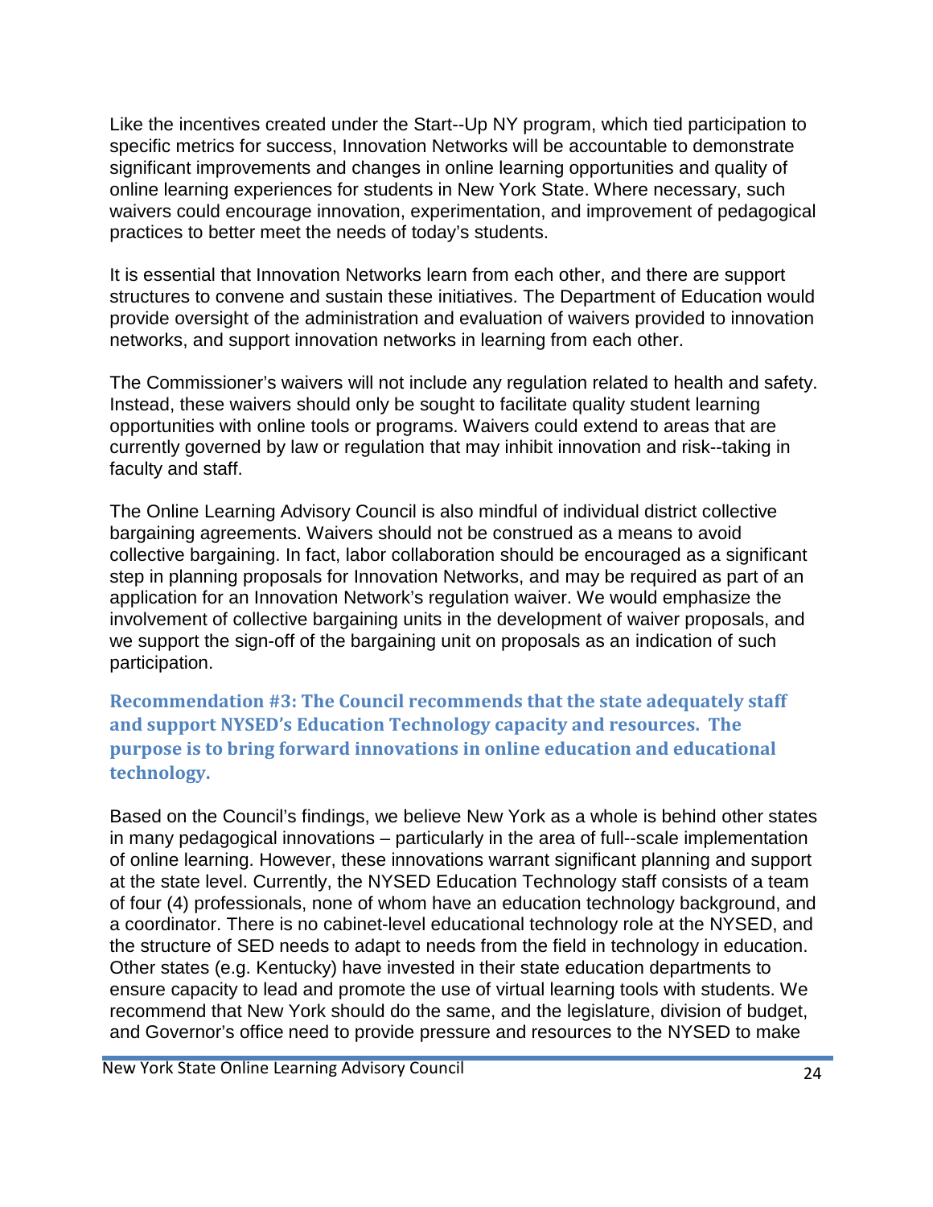Like the incentives created under the Start--Up NY program, which tied participation to specific metrics for success, Innovation Networks will be accountable to demonstrate significant improvements and changes in online learning opportunities and quality of online learning experiences for students in New York State. Where necessary, such waivers could encourage innovation, experimentation, and improvement of pedagogical practices to better meet the needs of today's students.

It is essential that Innovation Networks learn from each other, and there are support structures to convene and sustain these initiatives. The Department of Education would provide oversight of the administration and evaluation of waivers provided to innovation networks, and support innovation networks in learning from each other.

The Commissioner's waivers will not include any regulation related to health and safety. Instead, these waivers should only be sought to facilitate quality student learning opportunities with online tools or programs. Waivers could extend to areas that are currently governed by law or regulation that may inhibit innovation and risk--taking in faculty and staff.

The Online Learning Advisory Council is also mindful of individual district collective bargaining agreements. Waivers should not be construed as a means to avoid collective bargaining. In fact, labor collaboration should be encouraged as a significant step in planning proposals for Innovation Networks, and may be required as part of an application for an Innovation Network's regulation waiver. We would emphasize the involvement of collective bargaining units in the development of waiver proposals, and we support the sign-off of the bargaining unit on proposals as an indication of such participation.

### Recommendation #3: The Council recommends that the state adequately staff and support NYSED's Education Technology capacity and resources. The purpose is to bring forward innovations in online education and educational technology.

Based on the Council's findings, we believe New York as a whole is behind other states in many pedagogical innovations – particularly in the area of full--scale implementation of online learning. However, these innovations warrant significant planning and support at the state level. Currently, the NYSED Education Technology staff consists of a team of four (4) professionals, none of whom have an education technology background, and a coordinator. There is no cabinet-level educational technology role at the NYSED, and the structure of SED needs to adapt to needs from the field in technology in education. Other states (e.g. Kentucky) have invested in their state education departments to ensure capacity to lead and promote the use of virtual learning tools with students. We recommend that New York should do the same, and the legislature, division of budget, and Governor's office need to provide pressure and resources to the NYSED to make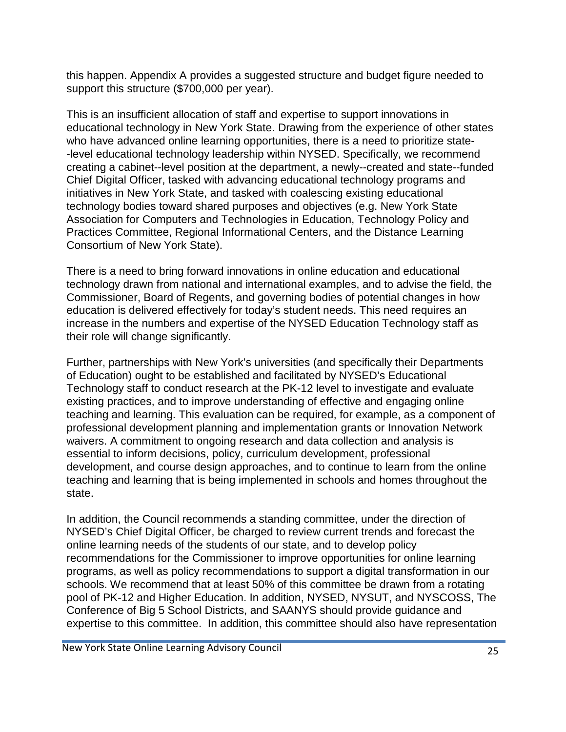this happen. Appendix A provides a suggested structure and budget figure needed to support this structure ($700,000 per year).

This is an insufficient allocation of staff and expertise to support innovations in educational technology in New York State. Drawing from the experience of other states who have advanced online learning opportunities, there is a need to prioritize state--level educational technology leadership within NYSED. Specifically, we recommend creating a cabinet--level position at the department, a newly--created and state--funded Chief Digital Officer, tasked with advancing educational technology programs and initiatives in New York State, and tasked with coalescing existing educational technology bodies toward shared purposes and objectives (e.g. New York State Association for Computers and Technologies in Education, Technology Policy and Practices Committee, Regional Informational Centers, and the Distance Learning Consortium of New York State).

There is a need to bring forward innovations in online education and educational technology drawn from national and international examples, and to advise the field, the Commissioner, Board of Regents, and governing bodies of potential changes in how education is delivered effectively for today's student needs. This need requires an increase in the numbers and expertise of the NYSED Education Technology staff as their role will change significantly.

Further, partnerships with New York's universities (and specifically their Departments of Education) ought to be established and facilitated by NYSED's Educational Technology staff to conduct research at the PK-12 level to investigate and evaluate existing practices, and to improve understanding of effective and engaging online teaching and learning. This evaluation can be required, for example, as a component of professional development planning and implementation grants or Innovation Network waivers. A commitment to ongoing research and data collection and analysis is essential to inform decisions, policy, curriculum development, professional development, and course design approaches, and to continue to learn from the online teaching and learning that is being implemented in schools and homes throughout the state.

In addition, the Council recommends a standing committee, under the direction of NYSED's Chief Digital Officer, be charged to review current trends and forecast the online learning needs of the students of our state, and to develop policy recommendations for the Commissioner to improve opportunities for online learning programs, as well as policy recommendations to support a digital transformation in our schools. We recommend that at least 50% of this committee be drawn from a rotating pool of PK-12 and Higher Education. In addition, NYSED, NYSUT, and NYSCOSS, The Conference of Big 5 School Districts, and SAANYS should provide guidance and expertise to this committee. In addition, this committee should also have representation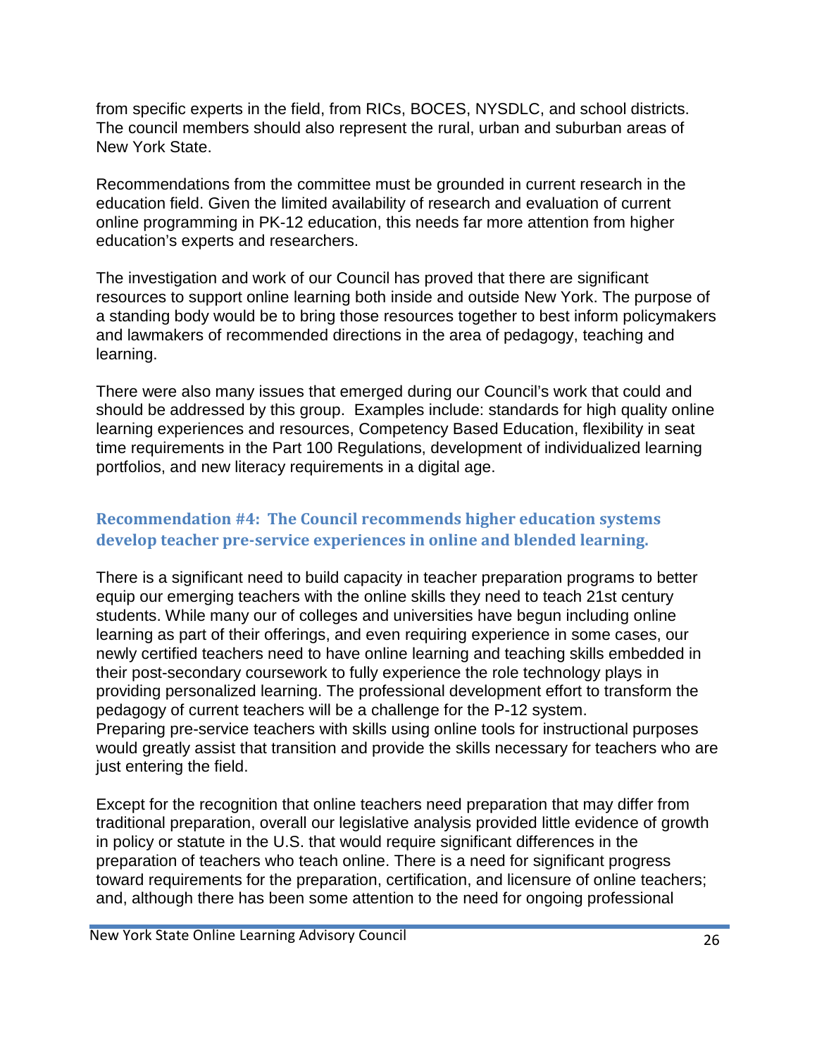from specific experts in the field, from RICs, BOCES, NYSDLC, and school districts. The council members should also represent the rural, urban and suburban areas of New York State.

Recommendations from the committee must be grounded in current research in the education field. Given the limited availability of research and evaluation of current online programming in PK-12 education, this needs far more attention from higher education's experts and researchers.

The investigation and work of our Council has proved that there are significant resources to support online learning both inside and outside New York. The purpose of a standing body would be to bring those resources together to best inform policymakers and lawmakers of recommended directions in the area of pedagogy, teaching and learning.

There were also many issues that emerged during our Council's work that could and should be addressed by this group. Examples include: standards for high quality online learning experiences and resources, Competency Based Education, flexibility in seat time requirements in the Part 100 Regulations, development of individualized learning portfolios, and new literacy requirements in a digital age.

### Recommendation #4: The Council recommends higher education systems develop teacher pre-service experiences in online and blended learning.

There is a significant need to build capacity in teacher preparation programs to better equip our emerging teachers with the online skills they need to teach 21st century students. While many our of colleges and universities have begun including online learning as part of their offerings, and even requiring experience in some cases, our newly certified teachers need to have online learning and teaching skills embedded in their post-secondary coursework to fully experience the role technology plays in providing personalized learning. The professional development effort to transform the pedagogy of current teachers will be a challenge for the P-12 system. Preparing pre-service teachers with skills using online tools for instructional purposes would greatly assist that transition and provide the skills necessary for teachers who are just entering the field.

Except for the recognition that online teachers need preparation that may differ from traditional preparation, overall our legislative analysis provided little evidence of growth in policy or statute in the U.S. that would require significant differences in the preparation of teachers who teach online. There is a need for significant progress toward requirements for the preparation, certification, and licensure of online teachers; and, although there has been some attention to the need for ongoing professional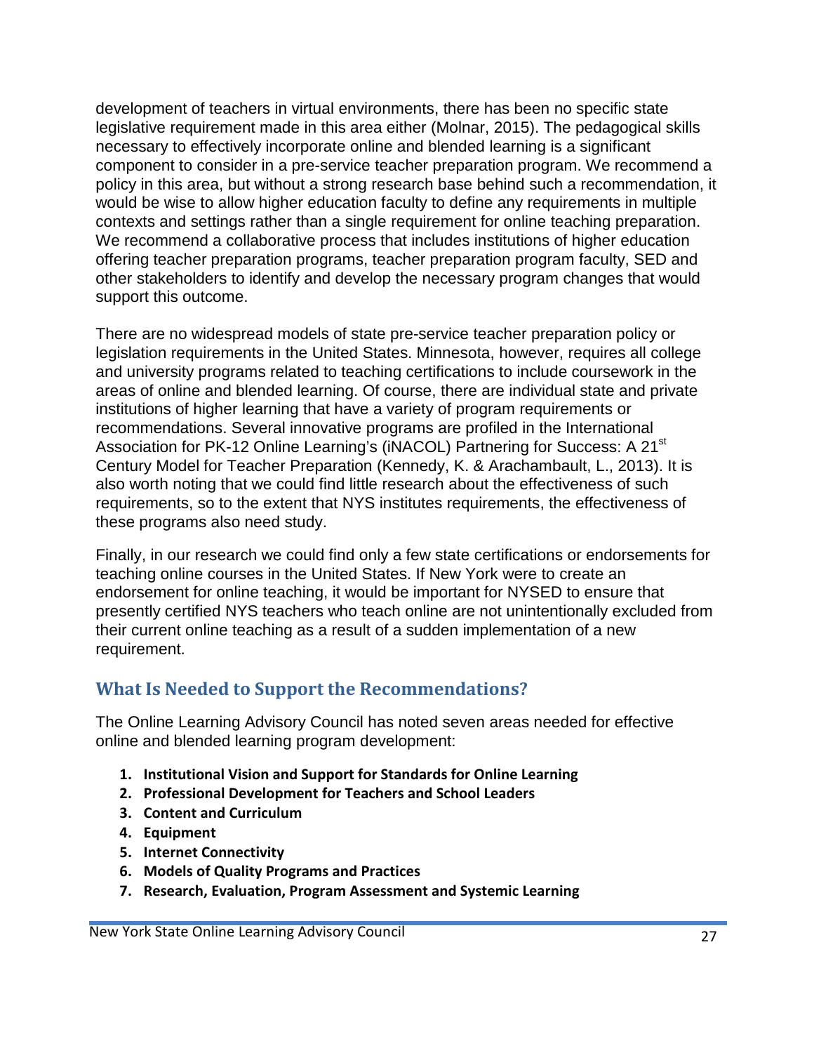development of teachers in virtual environments, there has been no specific state legislative requirement made in this area either (Molnar, 2015). The pedagogical skills necessary to effectively incorporate online and blended learning is a significant component to consider in a pre-service teacher preparation program. We recommend a policy in this area, but without a strong research base behind such a recommendation, it would be wise to allow higher education faculty to define any requirements in multiple contexts and settings rather than a single requirement for online teaching preparation. We recommend a collaborative process that includes institutions of higher education offering teacher preparation programs, teacher preparation program faculty, SED and other stakeholders to identify and develop the necessary program changes that would support this outcome.

There are no widespread models of state pre-service teacher preparation policy or legislation requirements in the United States. Minnesota, however, requires all college and university programs related to teaching certifications to include coursework in the areas of online and blended learning. Of course, there are individual state and private institutions of higher learning that have a variety of program requirements or recommendations. Several innovative programs are profiled in the International Association for PK-12 Online Learning's (iNACOL) Partnering for Success: A 21st Century Model for Teacher Preparation (Kennedy, K. & Arachambault, L., 2013). It is also worth noting that we could find little research about the effectiveness of such requirements, so to the extent that NYS institutes requirements, the effectiveness of these programs also need study.

Finally, in our research we could find only a few state certifications or endorsements for teaching online courses in the United States. If New York were to create an endorsement for online teaching, it would be important for NYSED to ensure that presently certified NYS teachers who teach online are not unintentionally excluded from their current online teaching as a result of a sudden implementation of a new requirement.

## What Is Needed to Support the Recommendations?

The Online Learning Advisory Council has noted seven areas needed for effective online and blended learning program development:

1. **Institutional Vision and Support for Standards for Online Learning**
2. **Professional Development for Teachers and School Leaders**
3. **Content and Curriculum**
4. **Equipment**
5. **Internet Connectivity**
6. **Models of Quality Programs and Practices**
7. **Research, Evaluation, Program Assessment and Systemic Learning**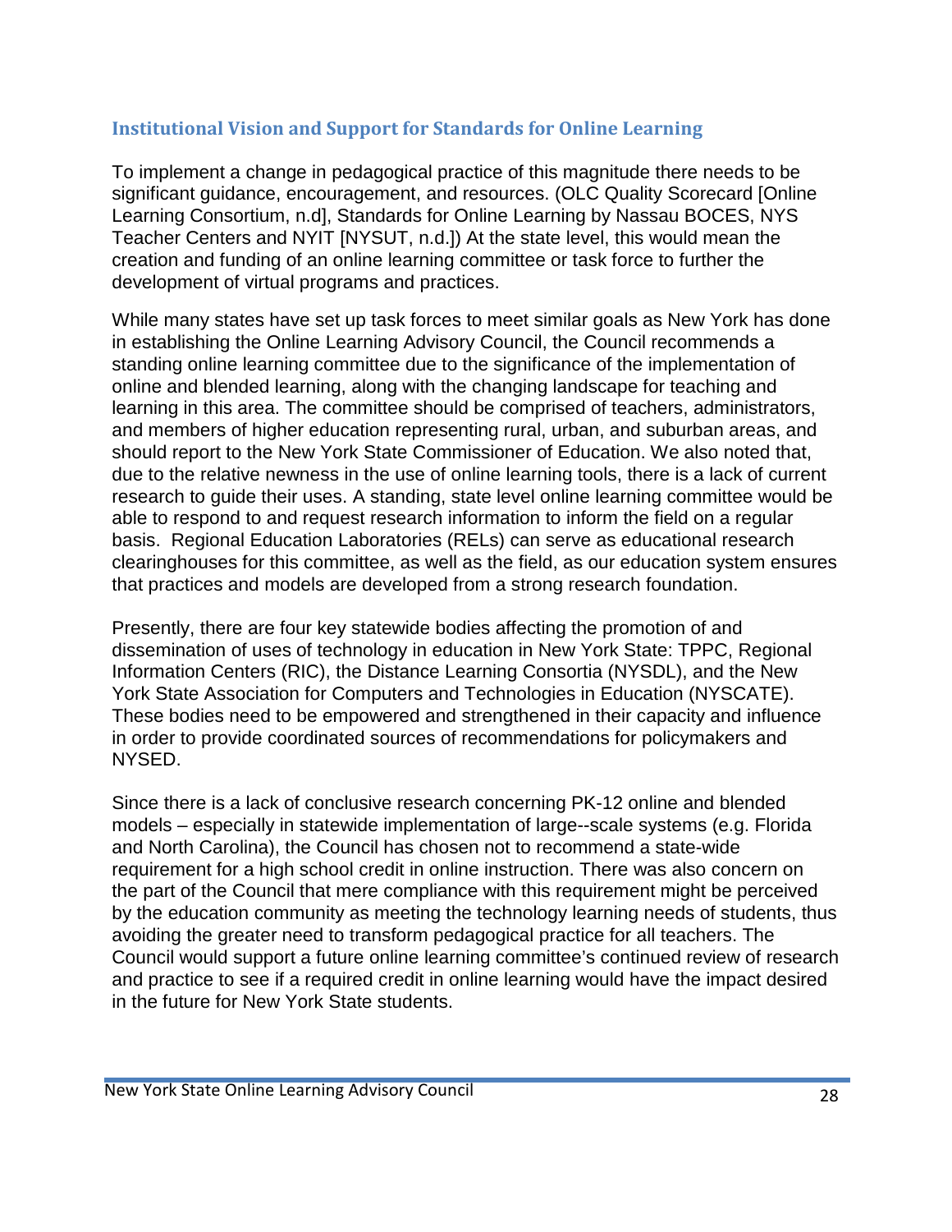## Institutional Vision and Support for Standards for Online Learning

To implement a change in pedagogical practice of this magnitude there needs to be significant guidance, encouragement, and resources. (OLC Quality Scorecard [Online Learning Consortium, n.d], Standards for Online Learning by Nassau BOCES, NYS Teacher Centers and NYIT [NYSUT, n.d.]) At the state level, this would mean the creation and funding of an online learning committee or task force to further the development of virtual programs and practices.

While many states have set up task forces to meet similar goals as New York has done in establishing the Online Learning Advisory Council, the Council recommends a standing online learning committee due to the significance of the implementation of online and blended learning, along with the changing landscape for teaching and learning in this area. The committee should be comprised of teachers, administrators, and members of higher education representing rural, urban, and suburban areas, and should report to the New York State Commissioner of Education. We also noted that, due to the relative newness in the use of online learning tools, there is a lack of current research to guide their uses. A standing, state level online learning committee would be able to respond to and request research information to inform the field on a regular basis. Regional Education Laboratories (RELs) can serve as educational research clearinghouses for this committee, as well as the field, as our education system ensures that practices and models are developed from a strong research foundation.

Presently, there are four key statewide bodies affecting the promotion of and dissemination of uses of technology in education in New York State: TPPC, Regional Information Centers (RIC), the Distance Learning Consortia (NYSDL), and the New York State Association for Computers and Technologies in Education (NYSCATE). These bodies need to be empowered and strengthened in their capacity and influence in order to provide coordinated sources of recommendations for policymakers and NYSED.

Since there is a lack of conclusive research concerning PK-12 online and blended models – especially in statewide implementation of large--scale systems (e.g. Florida and North Carolina), the Council has chosen not to recommend a state-wide requirement for a high school credit in online instruction. There was also concern on the part of the Council that mere compliance with this requirement might be perceived by the education community as meeting the technology learning needs of students, thus avoiding the greater need to transform pedagogical practice for all teachers. The Council would support a future online learning committee's continued review of research and practice to see if a required credit in online learning would have the impact desired in the future for New York State students.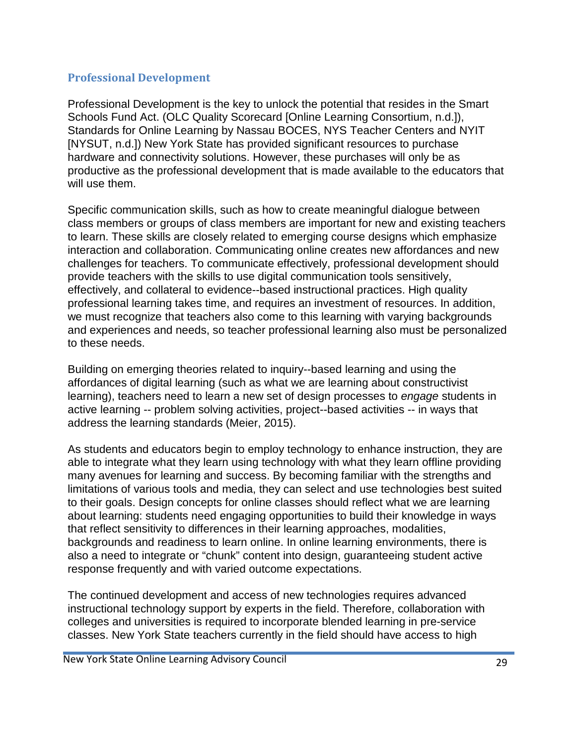## Professional Development

Professional Development is the key to unlock the potential that resides in the Smart Schools Fund Act. (OLC Quality Scorecard [Online Learning Consortium, n.d.]), Standards for Online Learning by Nassau BOCES, NYS Teacher Centers and NYIT [NYSUT, n.d.]) New York State has provided significant resources to purchase hardware and connectivity solutions. However, these purchases will only be as productive as the professional development that is made available to the educators that will use them.

Specific communication skills, such as how to create meaningful dialogue between class members or groups of class members are important for new and existing teachers to learn. These skills are closely related to emerging course designs which emphasize interaction and collaboration. Communicating online creates new affordances and new challenges for teachers. To communicate effectively, professional development should provide teachers with the skills to use digital communication tools sensitively, effectively, and collateral to evidence--based instructional practices. High quality professional learning takes time, and requires an investment of resources. In addition, we must recognize that teachers also come to this learning with varying backgrounds and experiences and needs, so teacher professional learning also must be personalized to these needs.

Building on emerging theories related to inquiry--based learning and using the affordances of digital learning (such as what we are learning about constructivist learning), teachers need to learn a new set of design processes to *engage* students in active learning -- problem solving activities, project--based activities -- in ways that address the learning standards (Meier, 2015).

As students and educators begin to employ technology to enhance instruction, they are able to integrate what they learn using technology with what they learn offline providing many avenues for learning and success. By becoming familiar with the strengths and limitations of various tools and media, they can select and use technologies best suited to their goals. Design concepts for online classes should reflect what we are learning about learning: students need engaging opportunities to build their knowledge in ways that reflect sensitivity to differences in their learning approaches, modalities, backgrounds and readiness to learn online. In online learning environments, there is also a need to integrate or "chunk" content into design, guaranteeing student active response frequently and with varied outcome expectations.

The continued development and access of new technologies requires advanced instructional technology support by experts in the field. Therefore, collaboration with colleges and universities is required to incorporate blended learning in pre-service classes. New York State teachers currently in the field should have access to high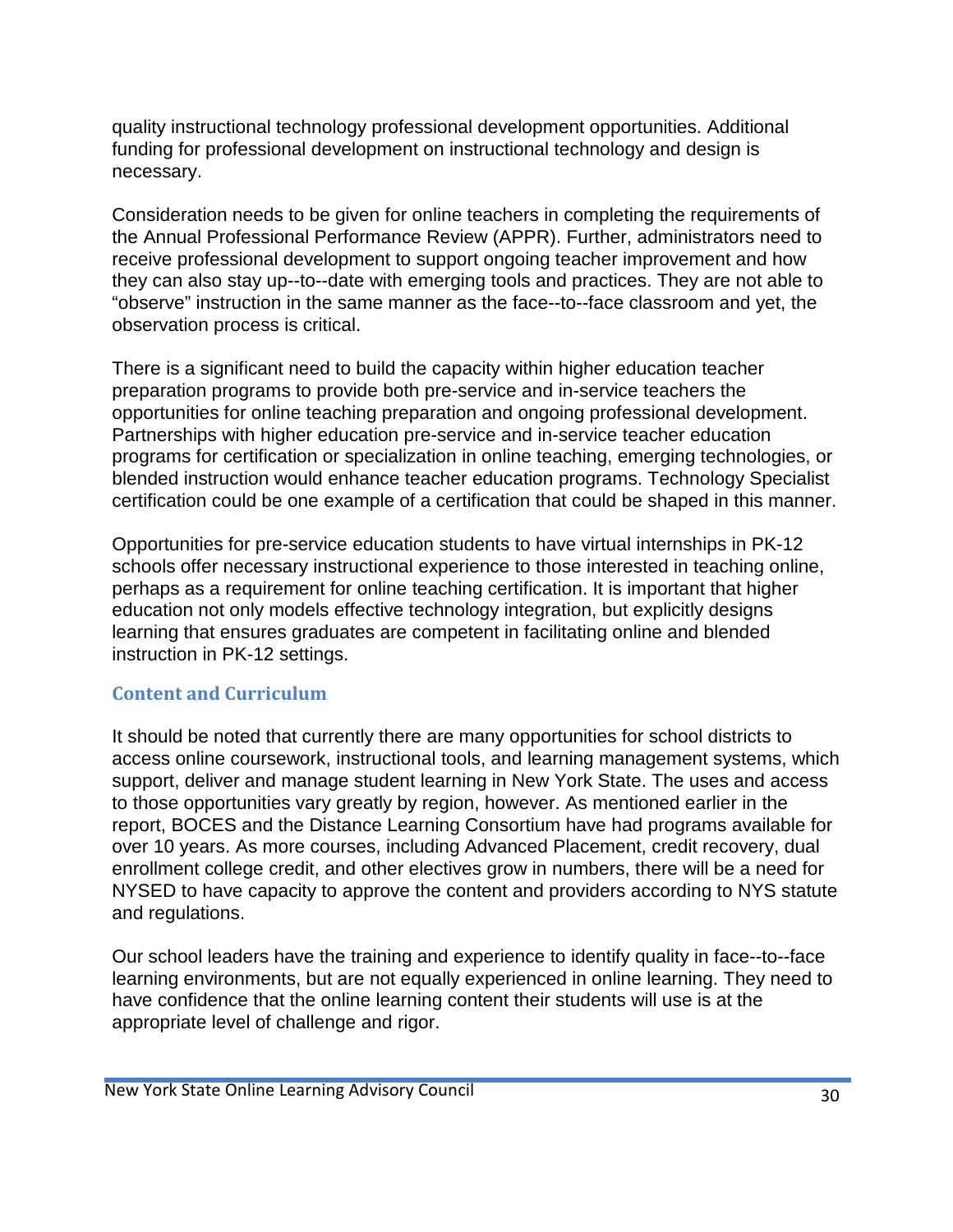quality instructional technology professional development opportunities. Additional funding for professional development on instructional technology and design is necessary.

Consideration needs to be given for online teachers in completing the requirements of the Annual Professional Performance Review (APPR). Further, administrators need to receive professional development to support ongoing teacher improvement and how they can also stay up--to--date with emerging tools and practices. They are not able to “observe” instruction in the same manner as the face--to--face classroom and yet, the observation process is critical.

There is a significant need to build the capacity within higher education teacher preparation programs to provide both pre-service and in-service teachers the opportunities for online teaching preparation and ongoing professional development. Partnerships with higher education pre-service and in-service teacher education programs for certification or specialization in online teaching, emerging technologies, or blended instruction would enhance teacher education programs. Technology Specialist certification could be one example of a certification that could be shaped in this manner.

Opportunities for pre-service education students to have virtual internships in PK-12 schools offer necessary instructional experience to those interested in teaching online, perhaps as a requirement for online teaching certification. It is important that higher education not only models effective technology integration, but explicitly designs learning that ensures graduates are competent in facilitating online and blended instruction in PK-12 settings.

### Content and Curriculum

It should be noted that currently there are many opportunities for school districts to access online coursework, instructional tools, and learning management systems, which support, deliver and manage student learning in New York State. The uses and access to those opportunities vary greatly by region, however. As mentioned earlier in the report, BOCES and the Distance Learning Consortium have had programs available for over 10 years. As more courses, including Advanced Placement, credit recovery, dual enrollment college credit, and other electives grow in numbers, there will be a need for NYSED to have capacity to approve the content and providers according to NYS statute and regulations.

Our school leaders have the training and experience to identify quality in face--to--face learning environments, but are not equally experienced in online learning. They need to have confidence that the online learning content their students will use is at the appropriate level of challenge and rigor.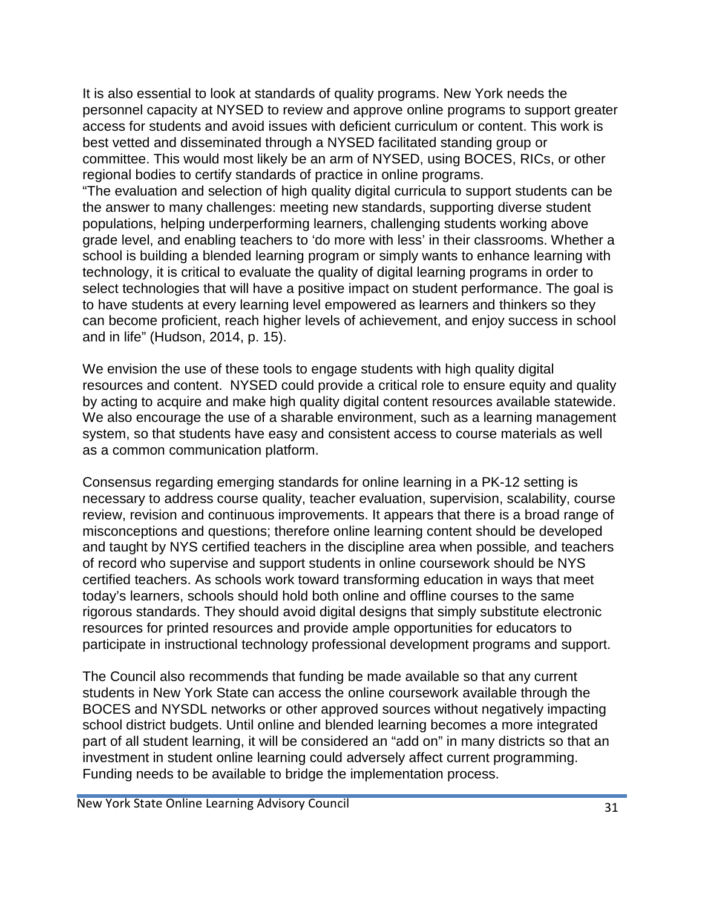It is also essential to look at standards of quality programs. New York needs the personnel capacity at NYSED to review and approve online programs to support greater access for students and avoid issues with deficient curriculum or content. This work is best vetted and disseminated through a NYSED facilitated standing group or committee. This would most likely be an arm of NYSED, using BOCES, RICs, or other regional bodies to certify standards of practice in online programs.

"The evaluation and selection of high quality digital curricula to support students can be the answer to many challenges: meeting new standards, supporting diverse student populations, helping underperforming learners, challenging students working above grade level, and enabling teachers to 'do more with less' in their classrooms. Whether a school is building a blended learning program or simply wants to enhance learning with technology, it is critical to evaluate the quality of digital learning programs in order to select technologies that will have a positive impact on student performance. The goal is to have students at every learning level empowered as learners and thinkers so they can become proficient, reach higher levels of achievement, and enjoy success in school and in life" (Hudson, 2014, p. 15).

We envision the use of these tools to engage students with high quality digital resources and content. NYSED could provide a critical role to ensure equity and quality by acting to acquire and make high quality digital content resources available statewide. We also encourage the use of a sharable environment, such as a learning management system, so that students have easy and consistent access to course materials as well as a common communication platform.

Consensus regarding emerging standards for online learning in a PK-12 setting is necessary to address course quality, teacher evaluation, supervision, scalability, course review, revision and continuous improvements. It appears that there is a broad range of misconceptions and questions; therefore online learning content should be developed and taught by NYS certified teachers in the discipline area when possible*,* and teachers of record who supervise and support students in online coursework should be NYS certified teachers. As schools work toward transforming education in ways that meet today's learners, schools should hold both online and offline courses to the same rigorous standards. They should avoid digital designs that simply substitute electronic resources for printed resources and provide ample opportunities for educators to participate in instructional technology professional development programs and support.

The Council also recommends that funding be made available so that any current students in New York State can access the online coursework available through the BOCES and NYSDL networks or other approved sources without negatively impacting school district budgets. Until online and blended learning becomes a more integrated part of all student learning, it will be considered an "add on" in many districts so that an investment in student online learning could adversely affect current programming. Funding needs to be available to bridge the implementation process.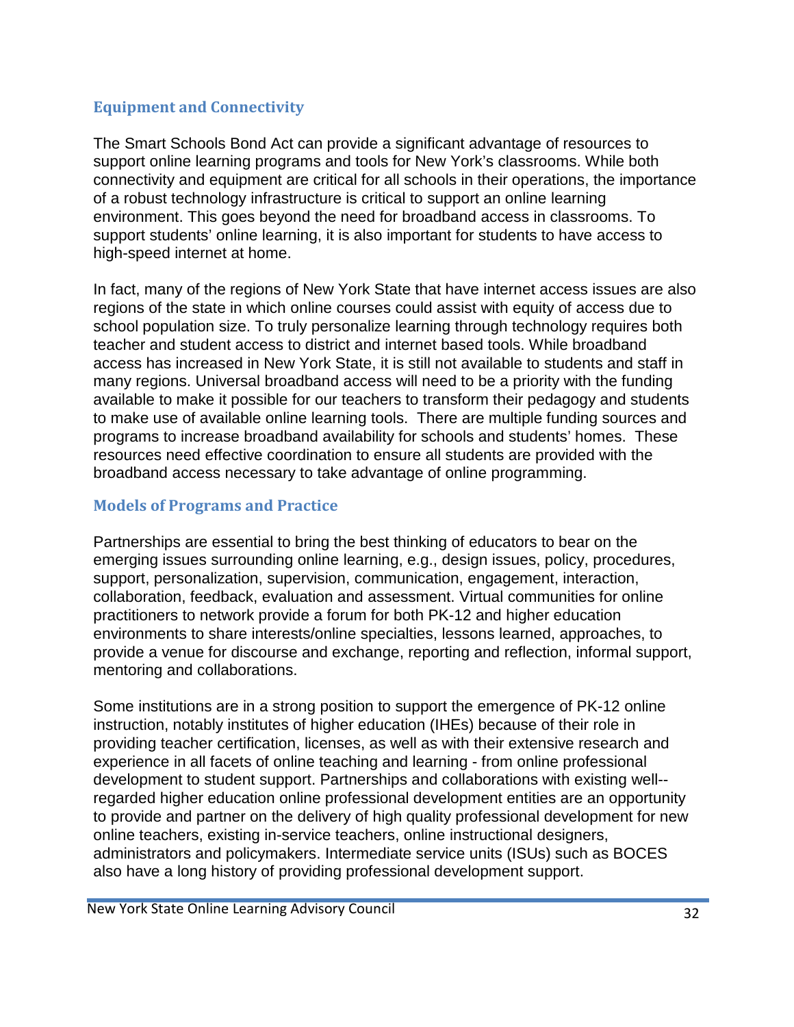## Equipment and Connectivity

The Smart Schools Bond Act can provide a significant advantage of resources to support online learning programs and tools for New York's classrooms. While both connectivity and equipment are critical for all schools in their operations, the importance of a robust technology infrastructure is critical to support an online learning environment. This goes beyond the need for broadband access in classrooms. To support students' online learning, it is also important for students to have access to high-speed internet at home.

In fact, many of the regions of New York State that have internet access issues are also regions of the state in which online courses could assist with equity of access due to school population size. To truly personalize learning through technology requires both teacher and student access to district and internet based tools. While broadband access has increased in New York State, it is still not available to students and staff in many regions. Universal broadband access will need to be a priority with the funding available to make it possible for our teachers to transform their pedagogy and students to make use of available online learning tools. There are multiple funding sources and programs to increase broadband availability for schools and students' homes. These resources need effective coordination to ensure all students are provided with the broadband access necessary to take advantage of online programming.

## Models of Programs and Practice

Partnerships are essential to bring the best thinking of educators to bear on the emerging issues surrounding online learning, e.g., design issues, policy, procedures, support, personalization, supervision, communication, engagement, interaction, collaboration, feedback, evaluation and assessment. Virtual communities for online practitioners to network provide a forum for both PK-12 and higher education environments to share interests/online specialties, lessons learned, approaches, to provide a venue for discourse and exchange, reporting and reflection, informal support, mentoring and collaborations.

Some institutions are in a strong position to support the emergence of PK-12 online instruction, notably institutes of higher education (IHEs) because of their role in providing teacher certification, licenses, as well as with their extensive research and experience in all facets of online teaching and learning - from online professional development to student support. Partnerships and collaborations with existing well--regarded higher education online professional development entities are an opportunity to provide and partner on the delivery of high quality professional development for new online teachers, existing in-service teachers, online instructional designers, administrators and policymakers. Intermediate service units (ISUs) such as BOCES also have a long history of providing professional development support.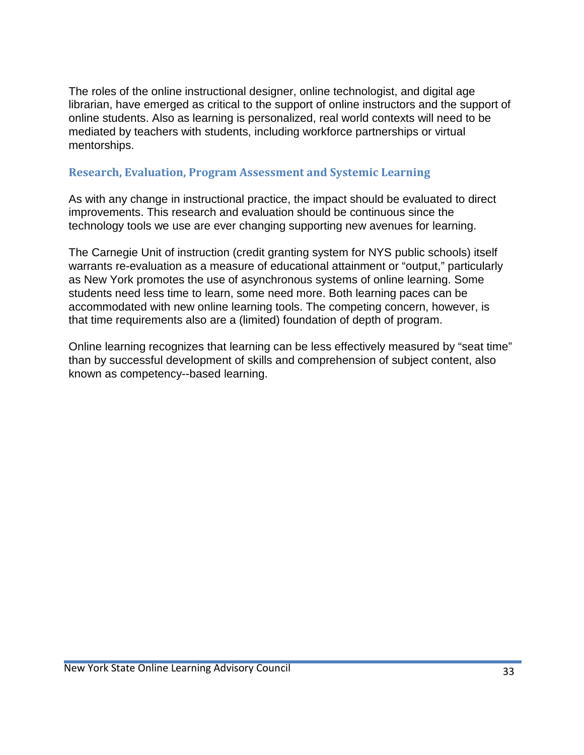The roles of the online instructional designer, online technologist, and digital age librarian, have emerged as critical to the support of online instructors and the support of online students. Also as learning is personalized, real world contexts will need to be mediated by teachers with students, including workforce partnerships or virtual mentorships.

### Research, Evaluation, Program Assessment and Systemic Learning

As with any change in instructional practice, the impact should be evaluated to direct improvements. This research and evaluation should be continuous since the technology tools we use are ever changing supporting new avenues for learning.

The Carnegie Unit of instruction (credit granting system for NYS public schools) itself warrants re-evaluation as a measure of educational attainment or “output,” particularly as New York promotes the use of asynchronous systems of online learning. Some students need less time to learn, some need more. Both learning paces can be accommodated with new online learning tools. The competing concern, however, is that time requirements also are a (limited) foundation of depth of program.

Online learning recognizes that learning can be less effectively measured by “seat time” than by successful development of skills and comprehension of subject content, also known as competency--based learning.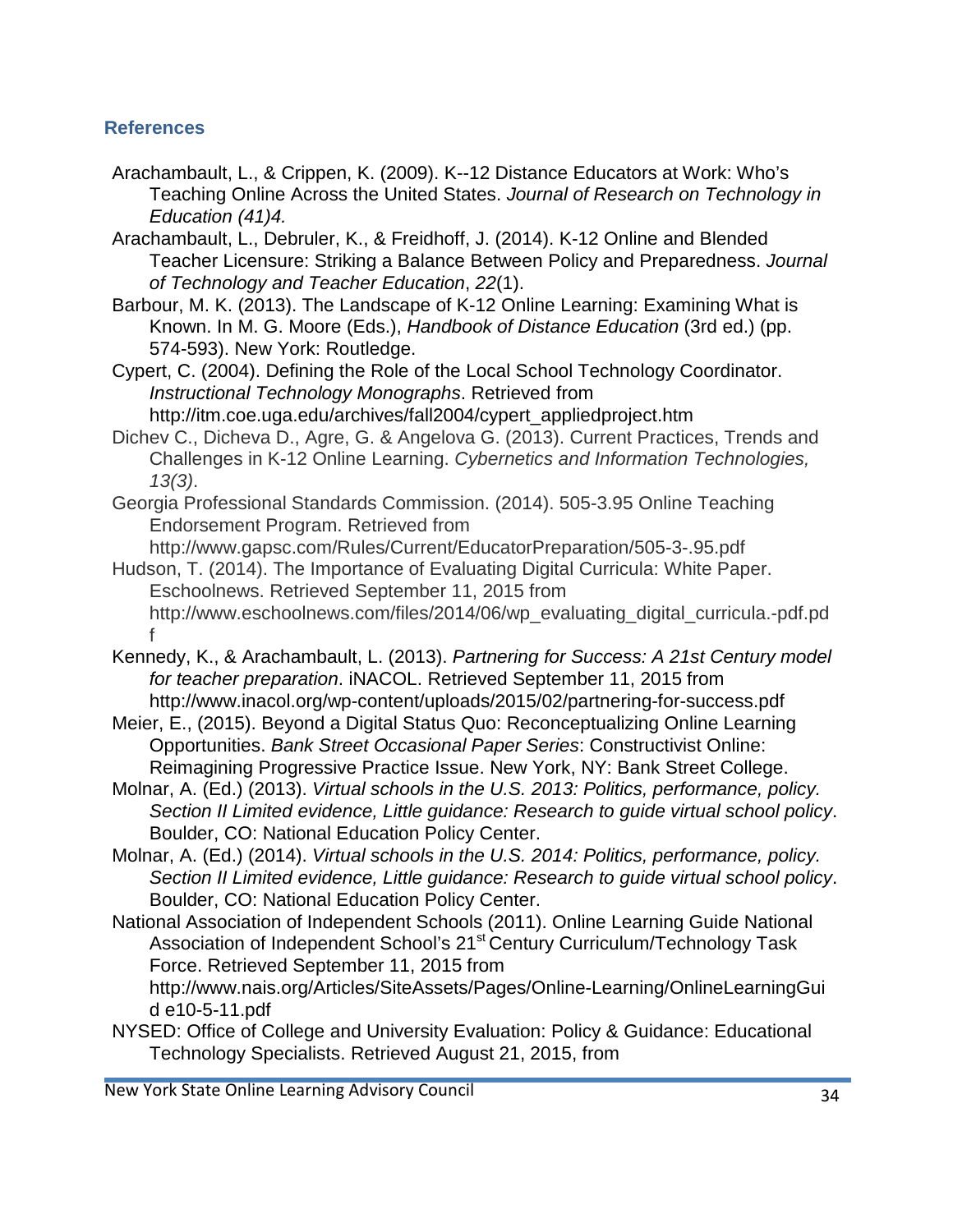## References

Arachambault, L., & Crippen, K. (2009). K--12 Distance Educators at Work: Who's Teaching Online Across the United States. *Journal of Research on Technology in Education (41)4.*

Arachambault, L., Debruler, K., & Freidhoff, J. (2014). K-12 Online and Blended Teacher Licensure: Striking a Balance Between Policy and Preparedness. *Journal of Technology and Teacher Education*, *22*(1).

Barbour, M. K. (2013). The Landscape of K-12 Online Learning: Examining What is Known. In M. G. Moore (Eds.), *Handbook of Distance Education* (3rd ed.) (pp. 574-593). New York: Routledge.

Cypert, C. (2004). Defining the Role of the Local School Technology Coordinator. *Instructional Technology Monographs*. Retrieved from http://itm.coe.uga.edu/archives/fall2004/cypert_appliedproject.htm

Dichev C., Dicheva D., Agre, G. & Angelova G. (2013). Current Practices, Trends and Challenges in K-12 Online Learning. *Cybernetics and Information Technologies, 13(3)*.

Georgia Professional Standards Commission. (2014). 505-3.95 Online Teaching Endorsement Program. Retrieved from http://www.gapsc.com/Rules/Current/EducatorPreparation/505-3-.95.pdf

Hudson, T. (2014). The Importance of Evaluating Digital Curricula: White Paper. Eschoolnews. Retrieved September 11, 2015 from http://www.eschoolnews.com/files/2014/06/wp_evaluating_digital_curricula.-pdf.pdf

Kennedy, K., & Arachambault, L. (2013). *Partnering for Success: A 21st Century model for teacher preparation*. iNACOL. Retrieved September 11, 2015 from http://www.inacol.org/wp-content/uploads/2015/02/partnering-for-success.pdf

Meier, E., (2015). Beyond a Digital Status Quo: Reconceptualizing Online Learning Opportunities. *Bank Street Occasional Paper Series*: Constructivist Online: Reimagining Progressive Practice Issue. New York, NY: Bank Street College.

Molnar, A. (Ed.) (2013). *Virtual schools in the U.S. 2013: Politics, performance, policy. Section II Limited evidence, Little guidance: Research to guide virtual school policy*. Boulder, CO: National Education Policy Center.

Molnar, A. (Ed.) (2014). *Virtual schools in the U.S. 2014: Politics, performance, policy. Section II Limited evidence, Little guidance: Research to guide virtual school policy*. Boulder, CO: National Education Policy Center.

National Association of Independent Schools (2011). Online Learning Guide National Association of Independent School's 21st Century Curriculum/Technology Task Force. Retrieved September 11, 2015 from http://www.nais.org/Articles/SiteAssets/Pages/Online-Learning/OnlineLearningGuid e10-5-11.pdf

NYSED: Office of College and University Evaluation: Policy & Guidance: Educational Technology Specialists. Retrieved August 21, 2015, from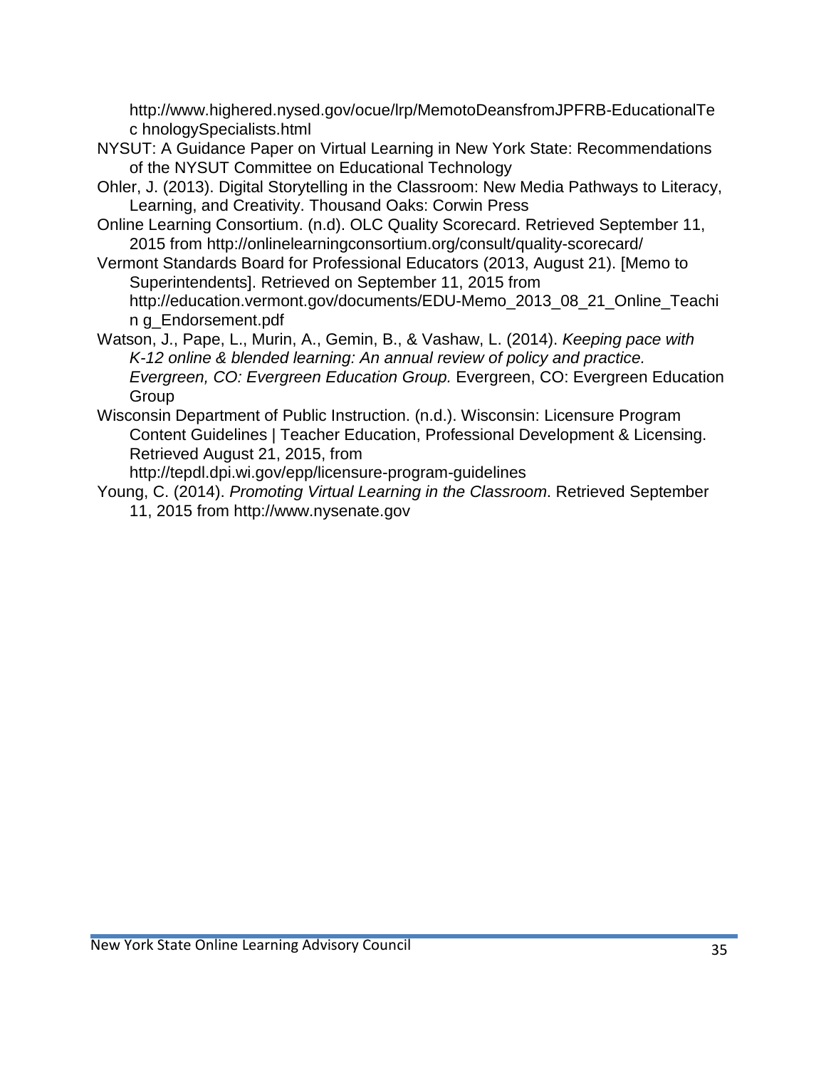http://www.highered.nysed.gov/ocue/lrp/MemotoDeansfromJPFRB-EducationalTe c hnologySpecialists.html

NYSUT: A Guidance Paper on Virtual Learning in New York State: Recommendations of the NYSUT Committee on Educational Technology

Ohler, J. (2013). Digital Storytelling in the Classroom: New Media Pathways to Literacy, Learning, and Creativity. Thousand Oaks: Corwin Press

Online Learning Consortium. (n.d). OLC Quality Scorecard. Retrieved September 11, 2015 from http://onlinelearningconsortium.org/consult/quality-scorecard/

Vermont Standards Board for Professional Educators (2013, August 21). [Memo to Superintendents]. Retrieved on September 11, 2015 from http://education.vermont.gov/documents/EDU-Memo_2013_08_21_Online_Teachi n g_Endorsement.pdf

Watson, J., Pape, L., Murin, A., Gemin, B., & Vashaw, L. (2014). *Keeping pace with K-12 online & blended learning: An annual review of policy and practice. Evergreen, CO: Evergreen Education Group.* Evergreen, CO: Evergreen Education Group

Wisconsin Department of Public Instruction. (n.d.). Wisconsin: Licensure Program Content Guidelines | Teacher Education, Professional Development & Licensing. Retrieved August 21, 2015, from http://tepdl.dpi.wi.gov/epp/licensure-program-guidelines

Young, C. (2014). *Promoting Virtual Learning in the Classroom*. Retrieved September 11, 2015 from http://www.nysenate.gov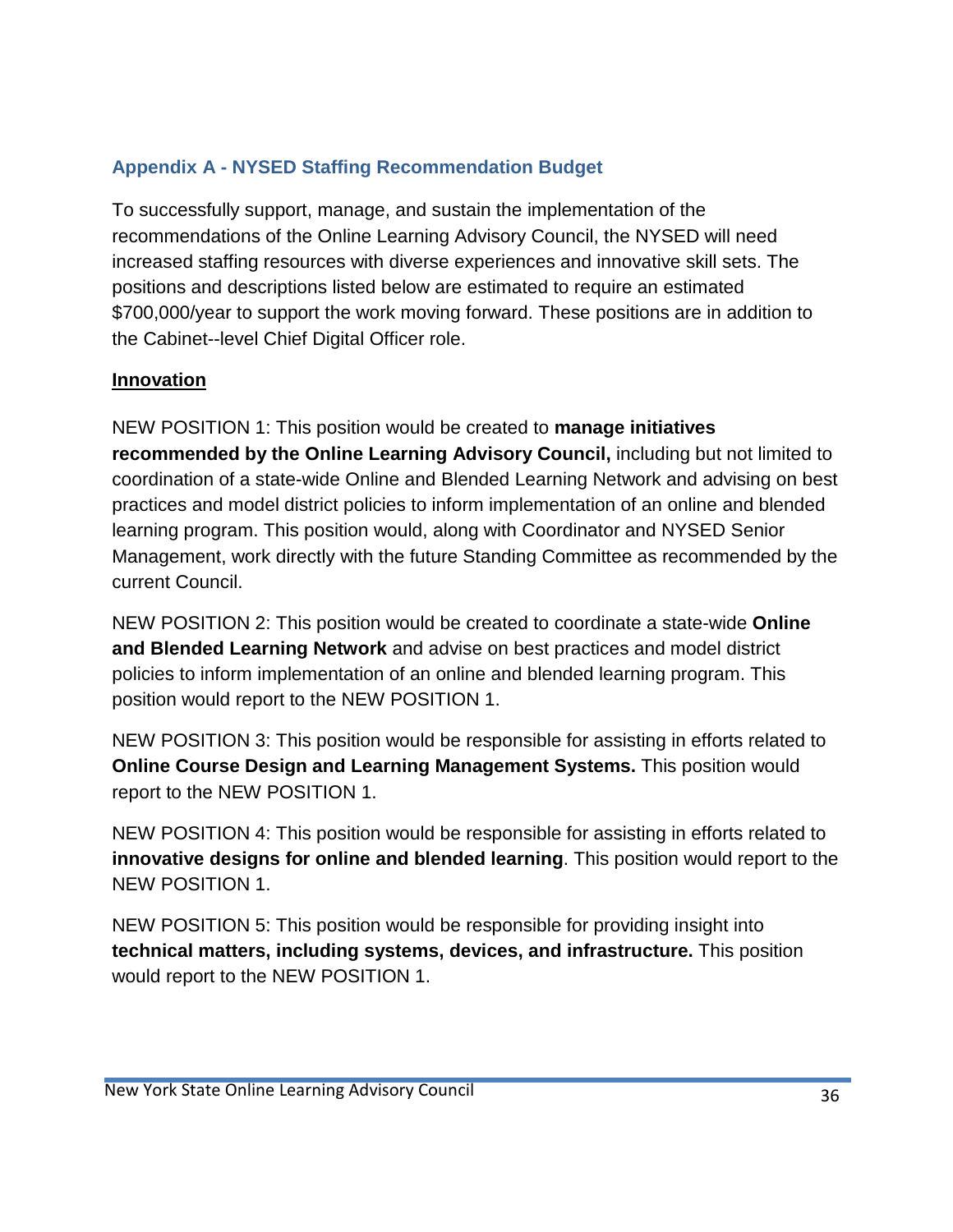## Appendix A - NYSED Staffing Recommendation Budget

To successfully support, manage, and sustain the implementation of the recommendations of the Online Learning Advisory Council, the NYSED will need increased staffing resources with diverse experiences and innovative skill sets. The positions and descriptions listed below are estimated to require an estimated $700,000/year to support the work moving forward. These positions are in addition to the Cabinet--level Chief Digital Officer role.

**Innovation**

NEW POSITION 1: This position would be created to **manage initiatives recommended by the Online Learning Advisory Council,** including but not limited to coordination of a state-wide Online and Blended Learning Network and advising on best practices and model district policies to inform implementation of an online and blended learning program. This position would, along with Coordinator and NYSED Senior Management, work directly with the future Standing Committee as recommended by the current Council.

NEW POSITION 2: This position would be created to coordinate a state-wide **Online and Blended Learning Network** and advise on best practices and model district policies to inform implementation of an online and blended learning program. This position would report to the NEW POSITION 1.

NEW POSITION 3: This position would be responsible for assisting in efforts related to **Online Course Design and Learning Management Systems.** This position would report to the NEW POSITION 1.

NEW POSITION 4: This position would be responsible for assisting in efforts related to **innovative designs for online and blended learning**. This position would report to the NEW POSITION 1.

NEW POSITION 5: This position would be responsible for providing insight into **technical matters, including systems, devices, and infrastructure.** This position would report to the NEW POSITION 1.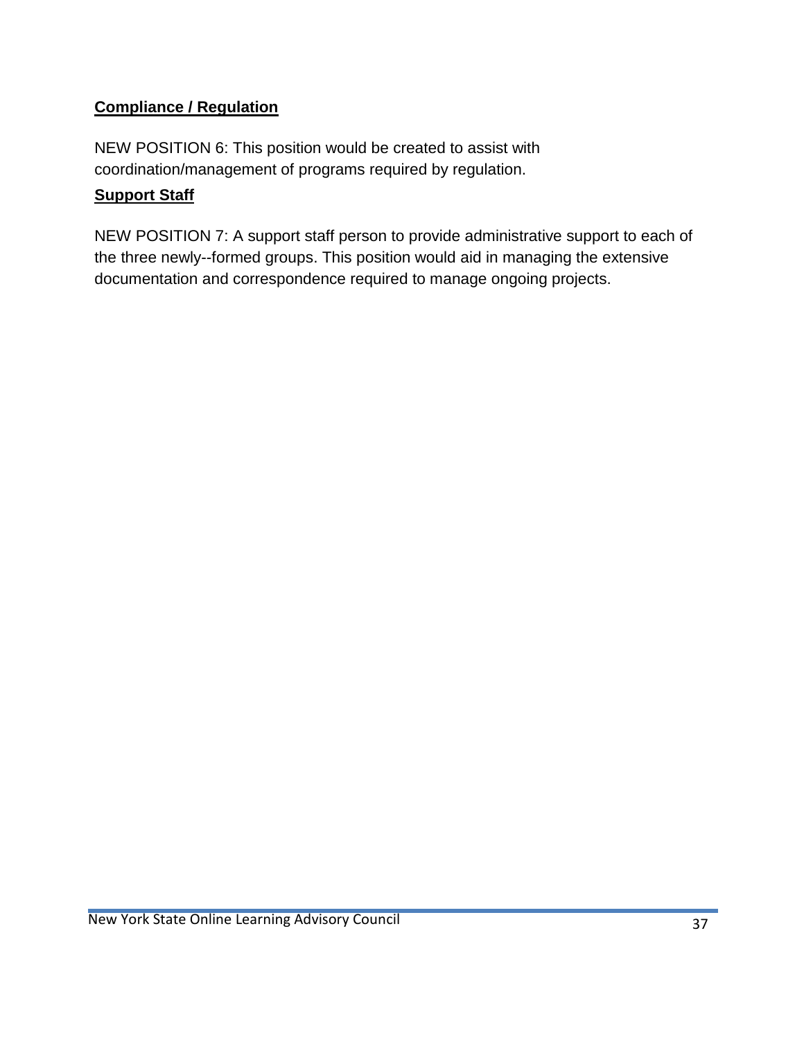**Compliance / Regulation**

NEW POSITION 6: This position would be created to assist with coordination/management of programs required by regulation.

**Support Staff**

NEW POSITION 7: A support staff person to provide administrative support to each of the three newly--formed groups. This position would aid in managing the extensive documentation and correspondence required to manage ongoing projects.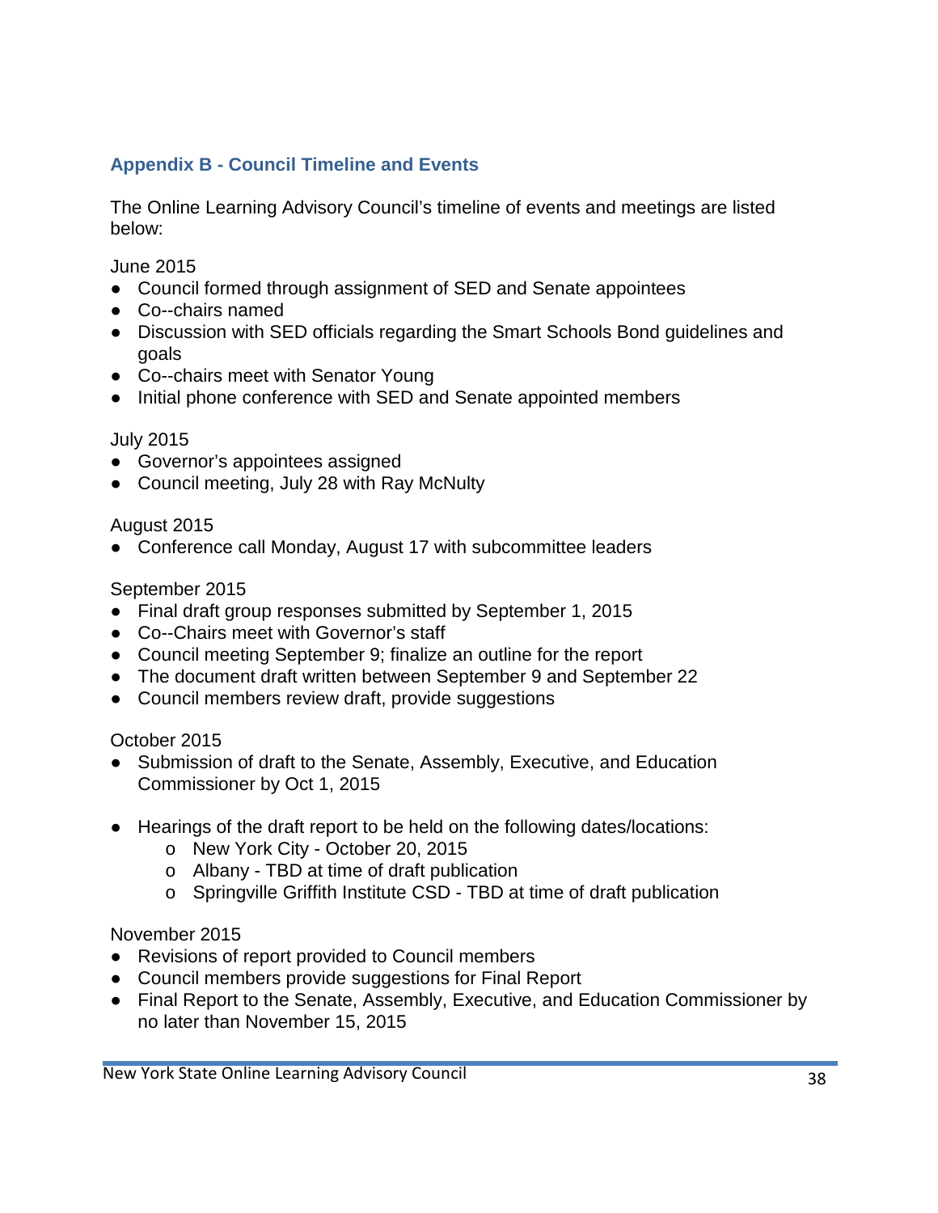## Appendix B - Council Timeline and Events

The Online Learning Advisory Council's timeline of events and meetings are listed below:

June 2015

- Council formed through assignment of SED and Senate appointees
- Co--chairs named
- Discussion with SED officials regarding the Smart Schools Bond guidelines and goals
- Co--chairs meet with Senator Young
- Initial phone conference with SED and Senate appointed members

July 2015

- Governor's appointees assigned
- Council meeting, July 28 with Ray McNulty

August 2015

- Conference call Monday, August 17 with subcommittee leaders

September 2015

- Final draft group responses submitted by September 1, 2015
- Co--Chairs meet with Governor's staff
- Council meeting September 9; finalize an outline for the report
- The document draft written between September 9 and September 22
- Council members review draft, provide suggestions

October 2015

- Submission of draft to the Senate, Assembly, Executive, and Education Commissioner by Oct 1, 2015

- Hearings of the draft report to be held on the following dates/locations:
  - New York City - October 20, 2015
  - Albany - TBD at time of draft publication
  - Springville Griffith Institute CSD - TBD at time of draft publication

November 2015

- Revisions of report provided to Council members
- Council members provide suggestions for Final Report
- Final Report to the Senate, Assembly, Executive, and Education Commissioner by no later than November 15, 2015